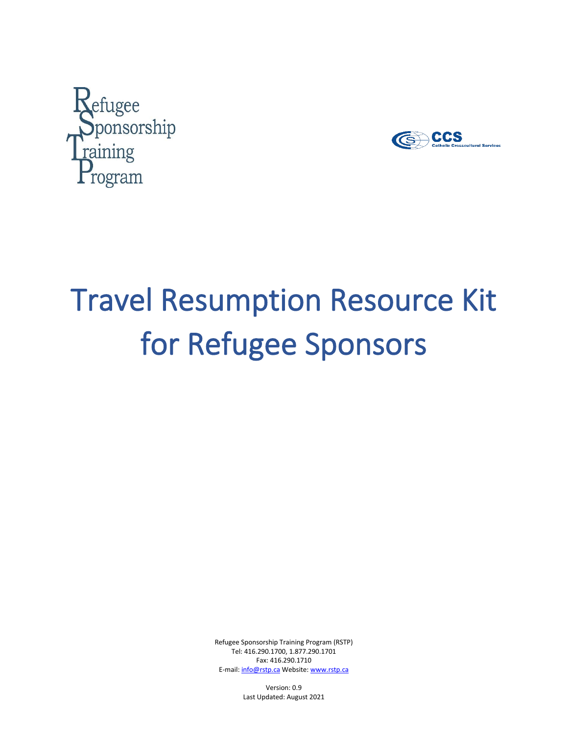Refugee Sponsorship Training Program

CCS Catholic Crosscultural Services

# Travel Resumption Resource Kit for Refugee Sponsors

Refugee Sponsorship Training Program (RSTP)
Tel: 416.290.1700, 1.877.290.1701
Fax: 416.290.1710
E-mail: info@rstp.ca Website: www.rstp.ca

Version: 0.9
Last Updated: August 2021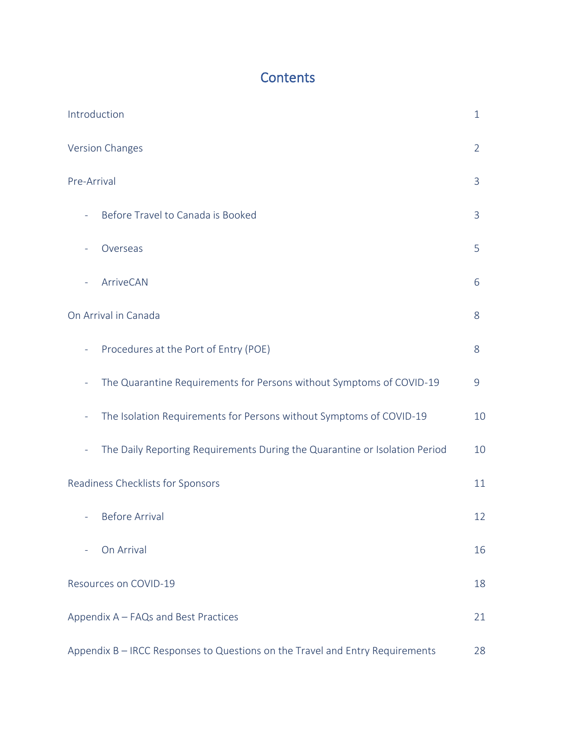# Contents

| | |
|---|---|
| Introduction | 1 |
| Version Changes | 2 |
| Pre-Arrival | 3 |
| - Before Travel to Canada is Booked | 3 |
| - Overseas | 5 |
| - ArriveCAN | 6 |
| On Arrival in Canada | 8 |
| - Procedures at the Port of Entry (POE) | 8 |
| - The Quarantine Requirements for Persons without Symptoms of COVID-19 | 9 |
| - The Isolation Requirements for Persons without Symptoms of COVID-19 | 10 |
| - The Daily Reporting Requirements During the Quarantine or Isolation Period | 10 |
| Readiness Checklists for Sponsors | 11 |
| - Before Arrival | 12 |
| - On Arrival | 16 |
| Resources on COVID-19 | 18 |
| Appendix A – FAQs and Best Practices | 21 |
| Appendix B – IRCC Responses to Questions on the Travel and Entry Requirements | 28 |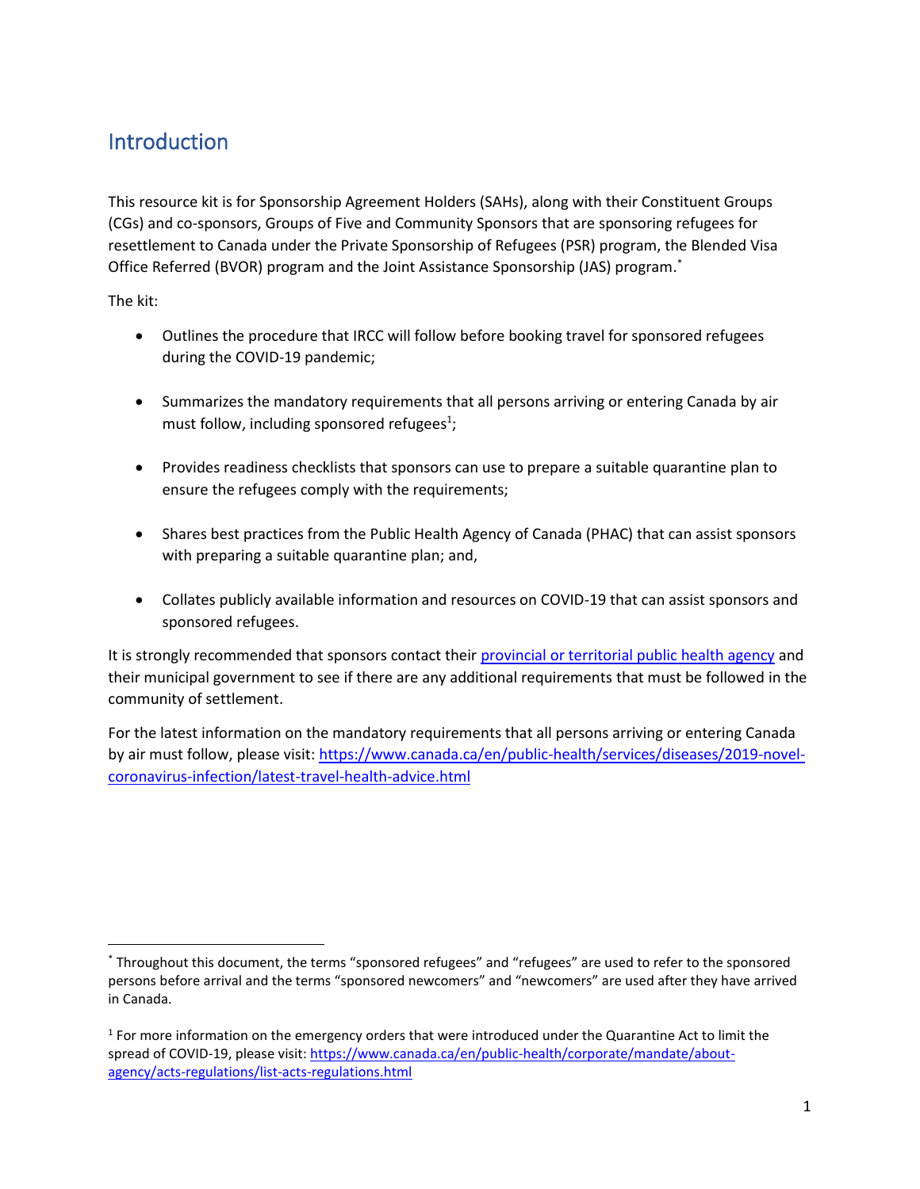## Introduction

This resource kit is for Sponsorship Agreement Holders (SAHs), along with their Constituent Groups (CGs) and co-sponsors, Groups of Five and Community Sponsors that are sponsoring refugees for resettlement to Canada under the Private Sponsorship of Refugees (PSR) program, the Blended Visa Office Referred (BVOR) program and the Joint Assistance Sponsorship (JAS) program.[*]

The kit:

- Outlines the procedure that IRCC will follow before booking travel for sponsored refugees during the COVID-19 pandemic;
- Summarizes the mandatory requirements that all persons arriving or entering Canada by air must follow, including sponsored refugees[1];
- Provides readiness checklists that sponsors can use to prepare a suitable quarantine plan to ensure the refugees comply with the requirements;
- Shares best practices from the Public Health Agency of Canada (PHAC) that can assist sponsors with preparing a suitable quarantine plan; and,
- Collates publicly available information and resources on COVID-19 that can assist sponsors and sponsored refugees.

It is strongly recommended that sponsors contact their provincial or territorial public health agency and their municipal government to see if there are any additional requirements that must be followed in the community of settlement.

For the latest information on the mandatory requirements that all persons arriving or entering Canada by air must follow, please visit: https://www.canada.ca/en/public-health/services/diseases/2019-novel-coronavirus-infection/latest-travel-health-advice.html

---

[*] Throughout this document, the terms "sponsored refugees" and "refugees" are used to refer to the sponsored persons before arrival and the terms "sponsored newcomers" and "newcomers" are used after they have arrived in Canada.

[1] For more information on the emergency orders that were introduced under the Quarantine Act to limit the spread of COVID-19, please visit: https://www.canada.ca/en/public-health/corporate/mandate/about-agency/acts-regulations/list-acts-regulations.html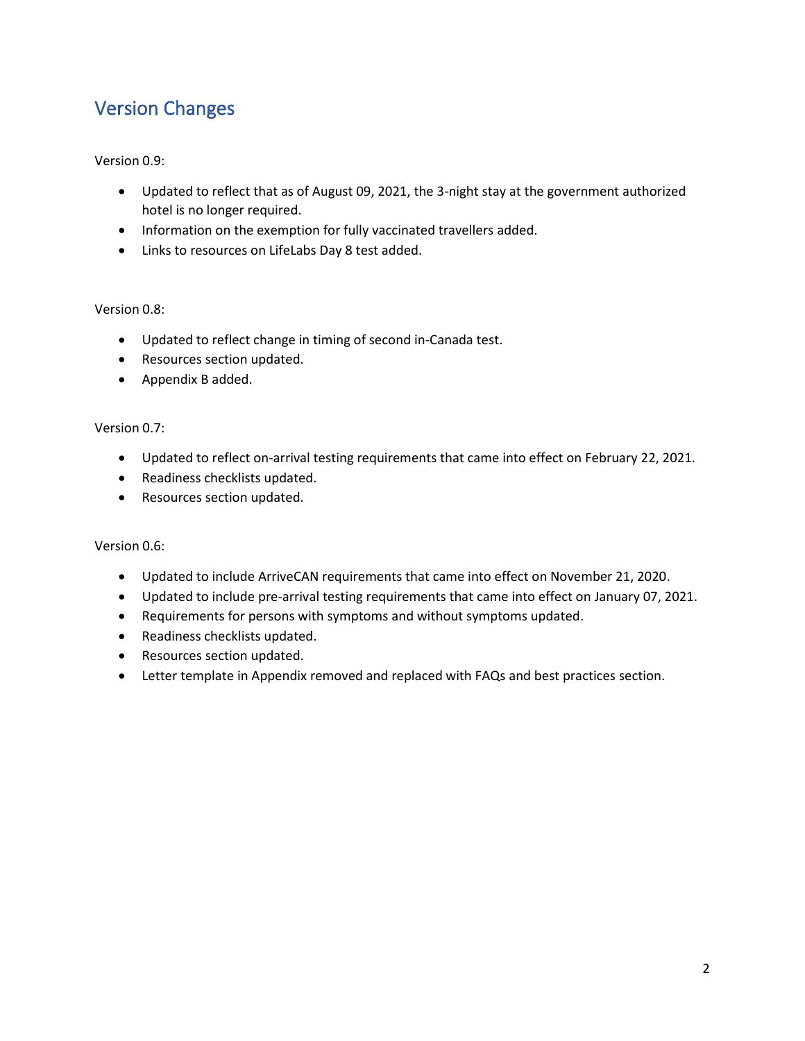## Version Changes

Version 0.9:

- Updated to reflect that as of August 09, 2021, the 3-night stay at the government authorized hotel is no longer required.
- Information on the exemption for fully vaccinated travellers added.
- Links to resources on LifeLabs Day 8 test added.

Version 0.8:

- Updated to reflect change in timing of second in-Canada test.
- Resources section updated.
- Appendix B added.

Version 0.7:

- Updated to reflect on-arrival testing requirements that came into effect on February 22, 2021.
- Readiness checklists updated.
- Resources section updated.

Version 0.6:

- Updated to include ArriveCAN requirements that came into effect on November 21, 2020.
- Updated to include pre-arrival testing requirements that came into effect on January 07, 2021.
- Requirements for persons with symptoms and without symptoms updated.
- Readiness checklists updated.
- Resources section updated.
- Letter template in Appendix removed and replaced with FAQs and best practices section.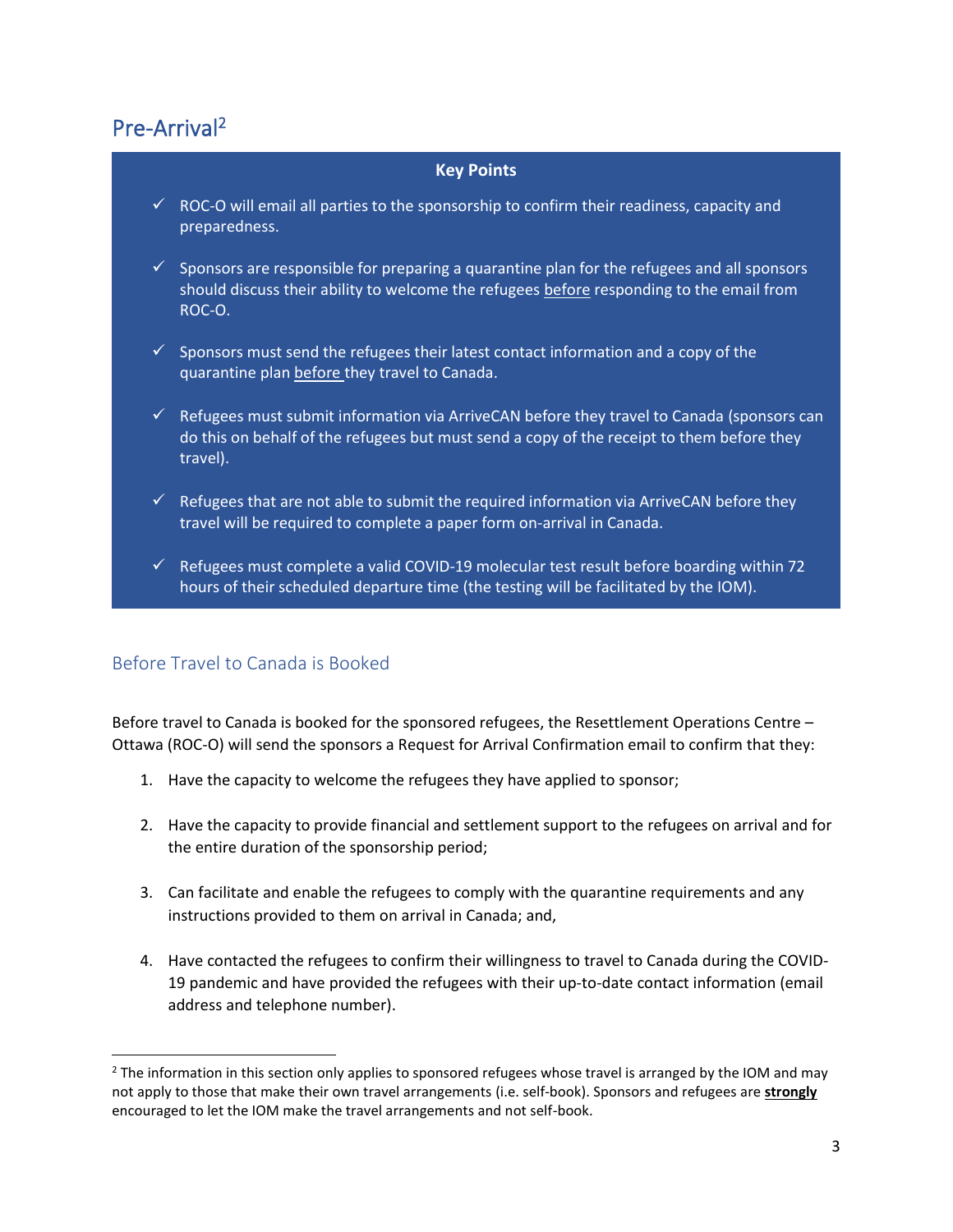## Pre-Arrival[2]

**Key Points**

- ✓ ROC-O will email all parties to the sponsorship to confirm their readiness, capacity and preparedness.
- ✓ Sponsors are responsible for preparing a quarantine plan for the refugees and all sponsors should discuss their ability to welcome the refugees <u>before</u> responding to the email from ROC-O.
- ✓ Sponsors must send the refugees their latest contact information and a copy of the quarantine plan <u>before</u> they travel to Canada.
- ✓ Refugees must submit information via ArriveCAN before they travel to Canada (sponsors can do this on behalf of the refugees but must send a copy of the receipt to them before they travel).
- ✓ Refugees that are not able to submit the required information via ArriveCAN before they travel will be required to complete a paper form on-arrival in Canada.
- ✓ Refugees must complete a valid COVID-19 molecular test result before boarding within 72 hours of their scheduled departure time (the testing will be facilitated by the IOM).

### Before Travel to Canada is Booked

Before travel to Canada is booked for the sponsored refugees, the Resettlement Operations Centre – Ottawa (ROC-O) will send the sponsors a Request for Arrival Confirmation email to confirm that they:

1. Have the capacity to welcome the refugees they have applied to sponsor;
2. Have the capacity to provide financial and settlement support to the refugees on arrival and for the entire duration of the sponsorship period;
3. Can facilitate and enable the refugees to comply with the quarantine requirements and any instructions provided to them on arrival in Canada; and,
4. Have contacted the refugees to confirm their willingness to travel to Canada during the COVID-19 pandemic and have provided the refugees with their up-to-date contact information (email address and telephone number).

---

[2] The information in this section only applies to sponsored refugees whose travel is arranged by the IOM and may not apply to those that make their own travel arrangements (i.e. self-book). Sponsors and refugees are <u>**strongly**</u> encouraged to let the IOM make the travel arrangements and not self-book.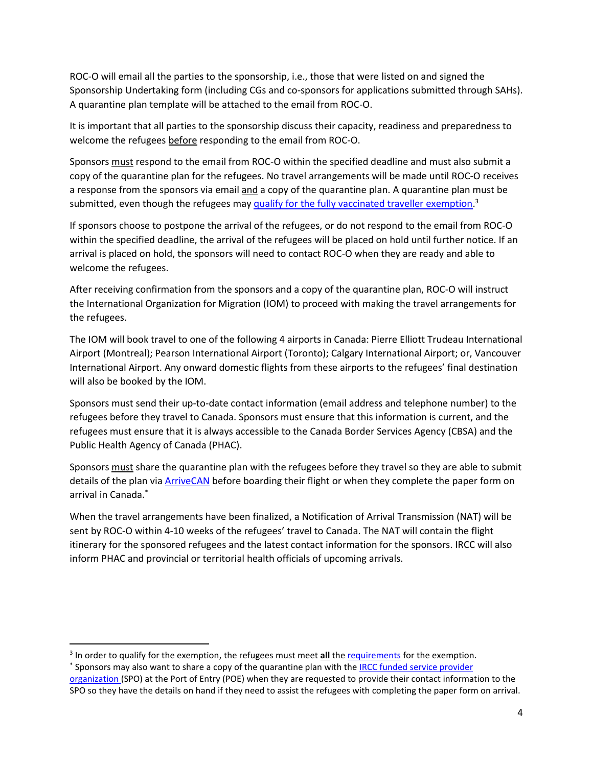ROC-O will email all the parties to the sponsorship, i.e., those that were listed on and signed the Sponsorship Undertaking form (including CGs and co-sponsors for applications submitted through SAHs). A quarantine plan template will be attached to the email from ROC-O.

It is important that all parties to the sponsorship discuss their capacity, readiness and preparedness to welcome the refugees before responding to the email from ROC-O.

Sponsors must respond to the email from ROC-O within the specified deadline and must also submit a copy of the quarantine plan for the refugees. No travel arrangements will be made until ROC-O receives a response from the sponsors via email and a copy of the quarantine plan. A quarantine plan must be submitted, even though the refugees may qualify for the fully vaccinated traveller exemption.[3]

If sponsors choose to postpone the arrival of the refugees, or do not respond to the email from ROC-O within the specified deadline, the arrival of the refugees will be placed on hold until further notice. If an arrival is placed on hold, the sponsors will need to contact ROC-O when they are ready and able to welcome the refugees.

After receiving confirmation from the sponsors and a copy of the quarantine plan, ROC-O will instruct the International Organization for Migration (IOM) to proceed with making the travel arrangements for the refugees.

The IOM will book travel to one of the following 4 airports in Canada: Pierre Elliott Trudeau International Airport (Montreal); Pearson International Airport (Toronto); Calgary International Airport; or, Vancouver International Airport. Any onward domestic flights from these airports to the refugees' final destination will also be booked by the IOM.

Sponsors must send their up-to-date contact information (email address and telephone number) to the refugees before they travel to Canada. Sponsors must ensure that this information is current, and the refugees must ensure that it is always accessible to the Canada Border Services Agency (CBSA) and the Public Health Agency of Canada (PHAC).

Sponsors must share the quarantine plan with the refugees before they travel so they are able to submit details of the plan via ArriveCAN before boarding their flight or when they complete the paper form on arrival in Canada.[*]

When the travel arrangements have been finalized, a Notification of Arrival Transmission (NAT) will be sent by ROC-O within 4-10 weeks of the refugees' travel to Canada. The NAT will contain the flight itinerary for the sponsored refugees and the latest contact information for the sponsors. IRCC will also inform PHAC and provincial or territorial health officials of upcoming arrivals.

---

[3] In order to qualify for the exemption, the refugees must meet **all** the requirements for the exemption.

[*] Sponsors may also want to share a copy of the quarantine plan with the IRCC funded service provider organization (SPO) at the Port of Entry (POE) when they are requested to provide their contact information to the SPO so they have the details on hand if they need to assist the refugees with completing the paper form on arrival.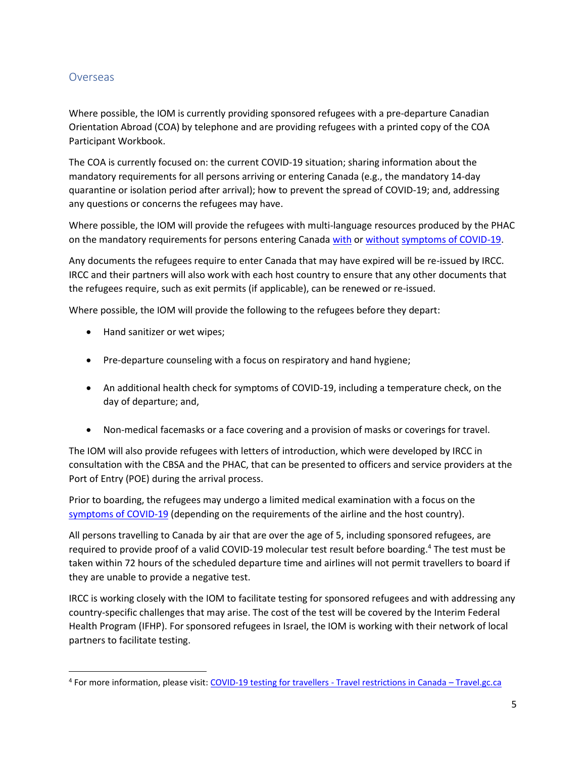## Overseas

Where possible, the IOM is currently providing sponsored refugees with a pre-departure Canadian Orientation Abroad (COA) by telephone and are providing refugees with a printed copy of the COA Participant Workbook.

The COA is currently focused on: the current COVID-19 situation; sharing information about the mandatory requirements for all persons arriving or entering Canada (e.g., the mandatory 14-day quarantine or isolation period after arrival); how to prevent the spread of COVID-19; and, addressing any questions or concerns the refugees may have.

Where possible, the IOM will provide the refugees with multi-language resources produced by the PHAC on the mandatory requirements for persons entering Canada with or without symptoms of COVID-19.

Any documents the refugees require to enter Canada that may have expired will be re-issued by IRCC. IRCC and their partners will also work with each host country to ensure that any other documents that the refugees require, such as exit permits (if applicable), can be renewed or re-issued.

Where possible, the IOM will provide the following to the refugees before they depart:

- Hand sanitizer or wet wipes;
- Pre-departure counseling with a focus on respiratory and hand hygiene;
- An additional health check for symptoms of COVID-19, including a temperature check, on the day of departure; and,
- Non-medical facemasks or a face covering and a provision of masks or coverings for travel.

The IOM will also provide refugees with letters of introduction, which were developed by IRCC in consultation with the CBSA and the PHAC, that can be presented to officers and service providers at the Port of Entry (POE) during the arrival process.

Prior to boarding, the refugees may undergo a limited medical examination with a focus on the symptoms of COVID-19 (depending on the requirements of the airline and the host country).

All persons travelling to Canada by air that are over the age of 5, including sponsored refugees, are required to provide proof of a valid COVID-19 molecular test result before boarding.[4] The test must be taken within 72 hours of the scheduled departure time and airlines will not permit travellers to board if they are unable to provide a negative test.

IRCC is working closely with the IOM to facilitate testing for sponsored refugees and with addressing any country-specific challenges that may arise. The cost of the test will be covered by the Interim Federal Health Program (IFHP). For sponsored refugees in Israel, the IOM is working with their network of local partners to facilitate testing.

---

[4] For more information, please visit: COVID-19 testing for travellers - Travel restrictions in Canada – Travel.gc.ca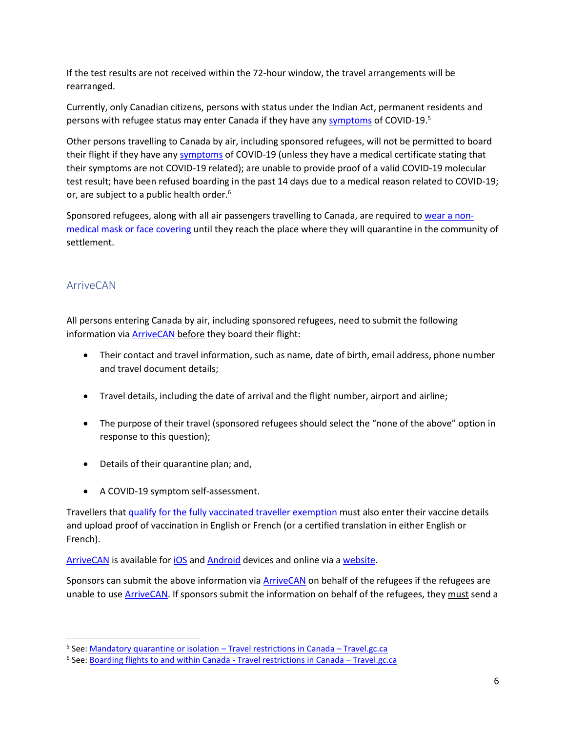If the test results are not received within the 72-hour window, the travel arrangements will be rearranged.

Currently, only Canadian citizens, persons with status under the Indian Act, permanent residents and persons with refugee status may enter Canada if they have any symptoms of COVID-19.[5]

Other persons travelling to Canada by air, including sponsored refugees, will not be permitted to board their flight if they have any symptoms of COVID-19 (unless they have a medical certificate stating that their symptoms are not COVID-19 related); are unable to provide proof of a valid COVID-19 molecular test result; have been refused boarding in the past 14 days due to a medical reason related to COVID-19; or, are subject to a public health order.[6]

Sponsored refugees, along with all air passengers travelling to Canada, are required to wear a non-medical mask or face covering until they reach the place where they will quarantine in the community of settlement.

## ArriveCAN

All persons entering Canada by air, including sponsored refugees, need to submit the following information via ArriveCAN before they board their flight:

- Their contact and travel information, such as name, date of birth, email address, phone number and travel document details;
- Travel details, including the date of arrival and the flight number, airport and airline;
- The purpose of their travel (sponsored refugees should select the "none of the above" option in response to this question);
- Details of their quarantine plan; and,
- A COVID-19 symptom self-assessment.

Travellers that qualify for the fully vaccinated traveller exemption must also enter their vaccine details and upload proof of vaccination in English or French (or a certified translation in either English or French).

ArriveCAN is available for iOS and Android devices and online via a website.

Sponsors can submit the above information via ArriveCAN on behalf of the refugees if the refugees are unable to use ArriveCAN. If sponsors submit the information on behalf of the refugees, they must send a

---

[5] See: Mandatory quarantine or isolation – Travel restrictions in Canada – Travel.gc.ca

[6] See: Boarding flights to and within Canada - Travel restrictions in Canada – Travel.gc.ca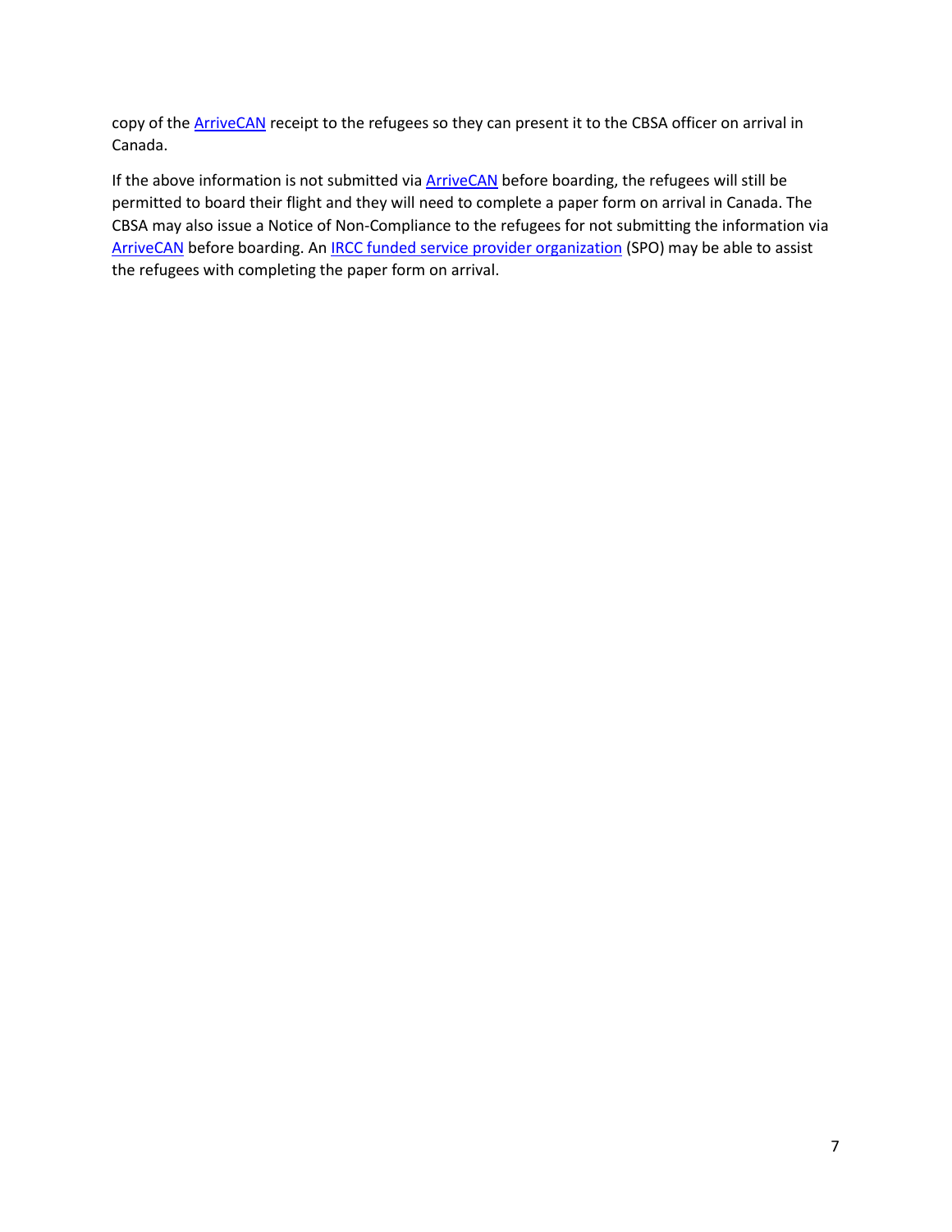copy of the ArriveCAN receipt to the refugees so they can present it to the CBSA officer on arrival in Canada.

If the above information is not submitted via ArriveCAN before boarding, the refugees will still be permitted to board their flight and they will need to complete a paper form on arrival in Canada. The CBSA may also issue a Notice of Non-Compliance to the refugees for not submitting the information via ArriveCAN before boarding. An IRCC funded service provider organization (SPO) may be able to assist the refugees with completing the paper form on arrival.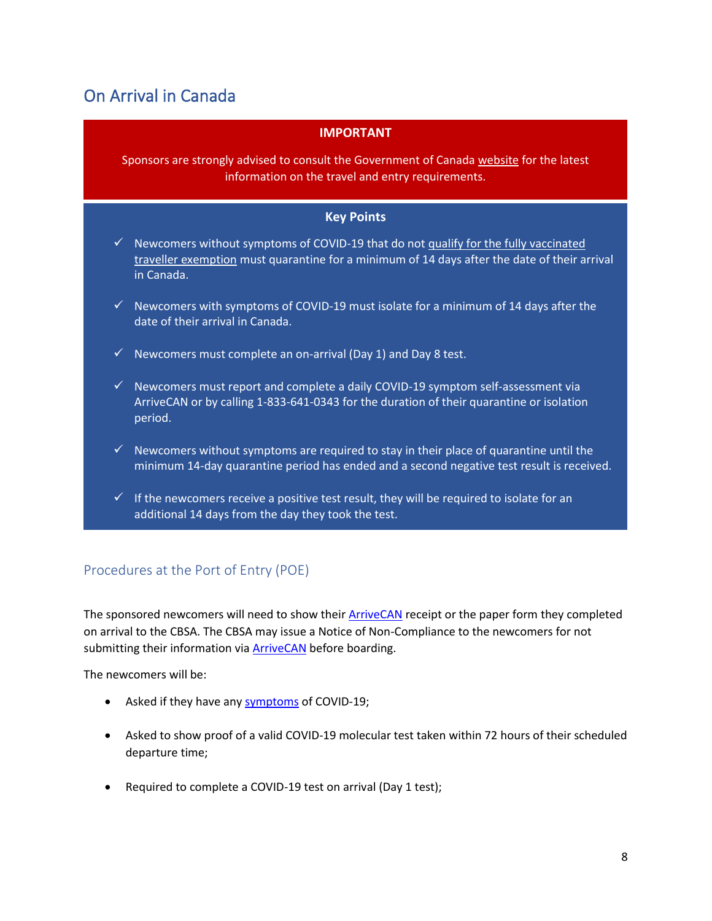## On Arrival in Canada

**IMPORTANT**

Sponsors are strongly advised to consult the Government of Canada website for the latest information on the travel and entry requirements.

**Key Points**

- ✓ Newcomers without symptoms of COVID-19 that do not qualify for the fully vaccinated traveller exemption must quarantine for a minimum of 14 days after the date of their arrival in Canada.
- ✓ Newcomers with symptoms of COVID-19 must isolate for a minimum of 14 days after the date of their arrival in Canada.
- ✓ Newcomers must complete an on-arrival (Day 1) and Day 8 test.
- ✓ Newcomers must report and complete a daily COVID-19 symptom self-assessment via ArriveCAN or by calling 1-833-641-0343 for the duration of their quarantine or isolation period.
- ✓ Newcomers without symptoms are required to stay in their place of quarantine until the minimum 14-day quarantine period has ended and a second negative test result is received.
- ✓ If the newcomers receive a positive test result, they will be required to isolate for an additional 14 days from the day they took the test.

### Procedures at the Port of Entry (POE)

The sponsored newcomers will need to show their ArriveCAN receipt or the paper form they completed on arrival to the CBSA. The CBSA may issue a Notice of Non-Compliance to the newcomers for not submitting their information via ArriveCAN before boarding.

The newcomers will be:

- Asked if they have any symptoms of COVID-19;
- Asked to show proof of a valid COVID-19 molecular test taken within 72 hours of their scheduled departure time;
- Required to complete a COVID-19 test on arrival (Day 1 test);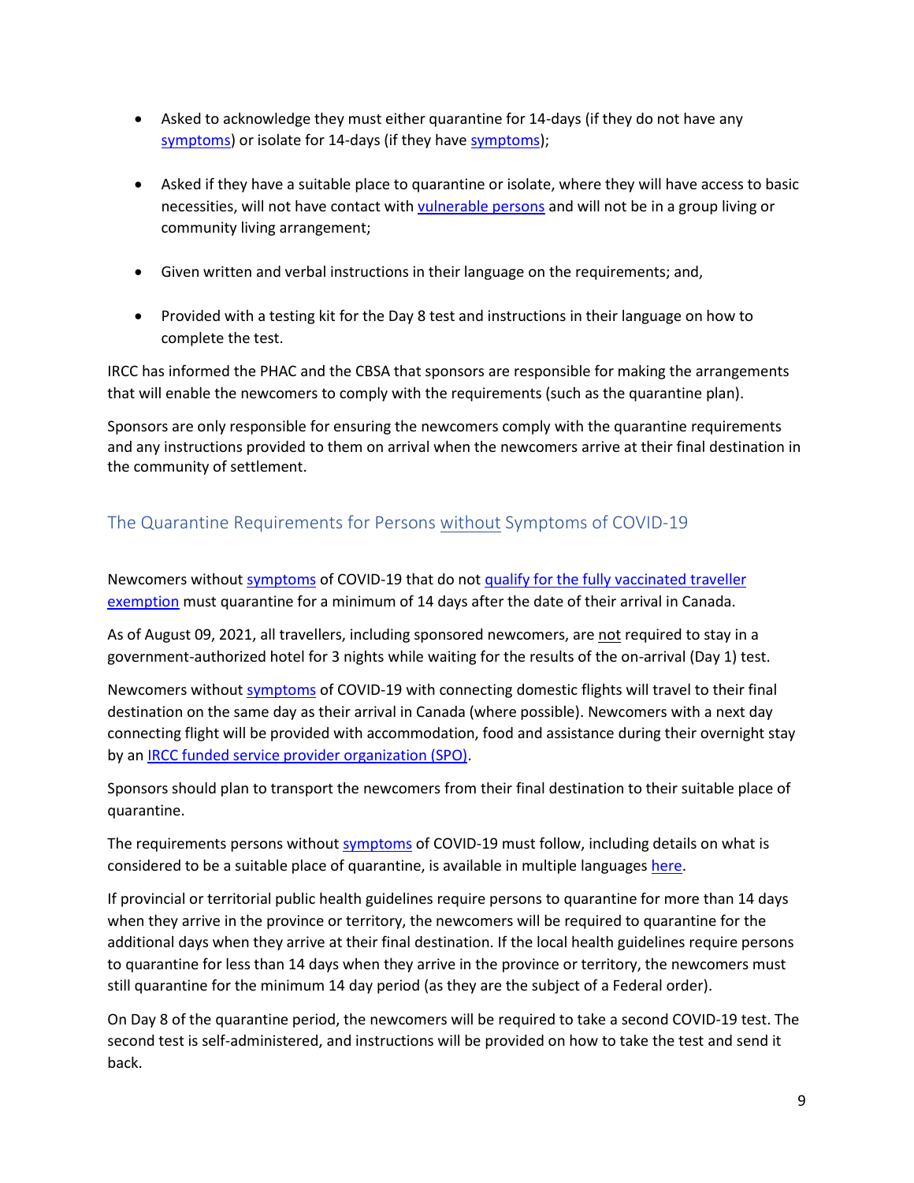- Asked to acknowledge they must either quarantine for 14-days (if they do not have any symptoms) or isolate for 14-days (if they have symptoms);

- Asked if they have a suitable place to quarantine or isolate, where they will have access to basic necessities, will not have contact with vulnerable persons and will not be in a group living or community living arrangement;

- Given written and verbal instructions in their language on the requirements; and,

- Provided with a testing kit for the Day 8 test and instructions in their language on how to complete the test.

IRCC has informed the PHAC and the CBSA that sponsors are responsible for making the arrangements that will enable the newcomers to comply with the requirements (such as the quarantine plan).

Sponsors are only responsible for ensuring the newcomers comply with the quarantine requirements and any instructions provided to them on arrival when the newcomers arrive at their final destination in the community of settlement.

## The Quarantine Requirements for Persons without Symptoms of COVID-19

Newcomers without symptoms of COVID-19 that do not qualify for the fully vaccinated traveller exemption must quarantine for a minimum of 14 days after the date of their arrival in Canada.

As of August 09, 2021, all travellers, including sponsored newcomers, are not required to stay in a government-authorized hotel for 3 nights while waiting for the results of the on-arrival (Day 1) test.

Newcomers without symptoms of COVID-19 with connecting domestic flights will travel to their final destination on the same day as their arrival in Canada (where possible). Newcomers with a next day connecting flight will be provided with accommodation, food and assistance during their overnight stay by an IRCC funded service provider organization (SPO).

Sponsors should plan to transport the newcomers from their final destination to their suitable place of quarantine.

The requirements persons without symptoms of COVID-19 must follow, including details on what is considered to be a suitable place of quarantine, is available in multiple languages here.

If provincial or territorial public health guidelines require persons to quarantine for more than 14 days when they arrive in the province or territory, the newcomers will be required to quarantine for the additional days when they arrive at their final destination. If the local health guidelines require persons to quarantine for less than 14 days when they arrive in the province or territory, the newcomers must still quarantine for the minimum 14 day period (as they are the subject of a Federal order).

On Day 8 of the quarantine period, the newcomers will be required to take a second COVID-19 test. The second test is self-administered, and instructions will be provided on how to take the test and send it back.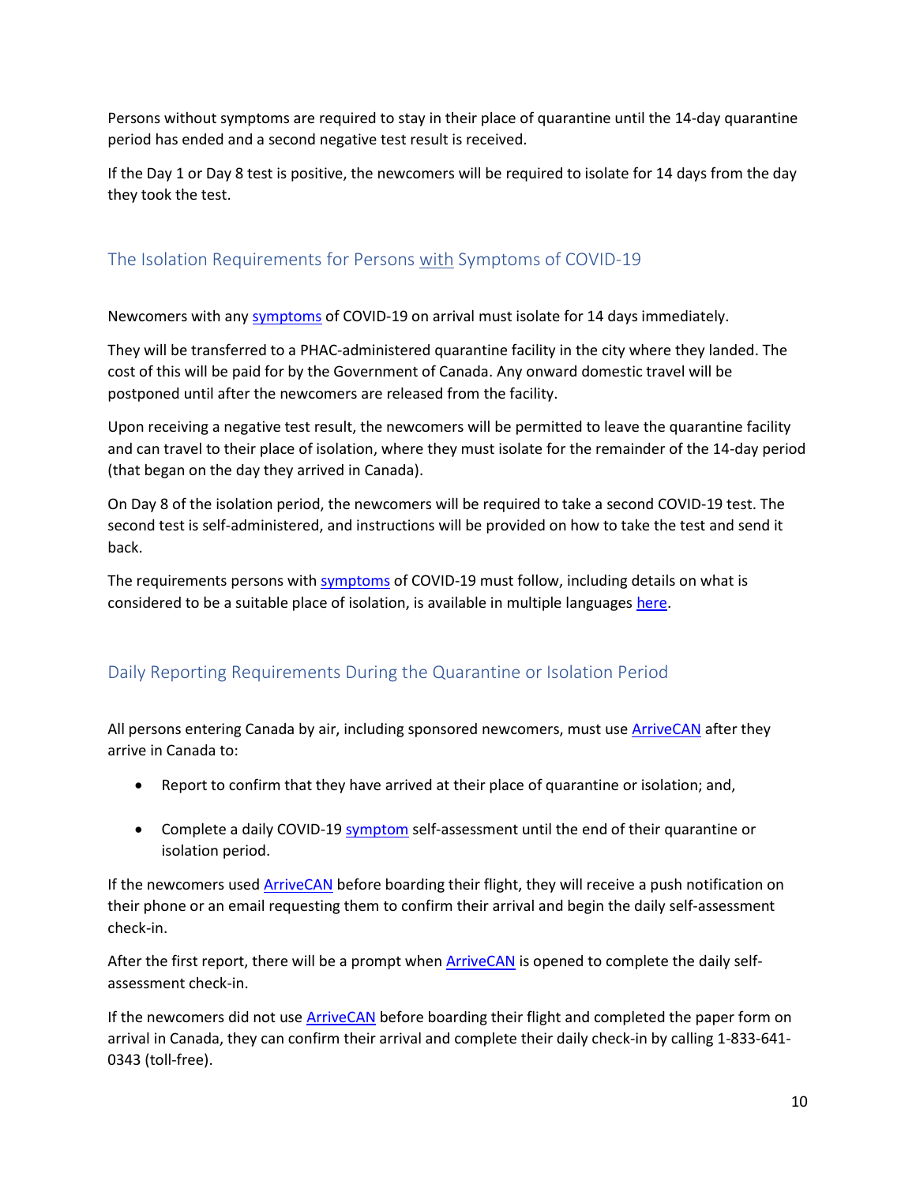Persons without symptoms are required to stay in their place of quarantine until the 14-day quarantine period has ended and a second negative test result is received.

If the Day 1 or Day 8 test is positive, the newcomers will be required to isolate for 14 days from the day they took the test.

## The Isolation Requirements for Persons with Symptoms of COVID-19

Newcomers with any symptoms of COVID-19 on arrival must isolate for 14 days immediately.

They will be transferred to a PHAC-administered quarantine facility in the city where they landed. The cost of this will be paid for by the Government of Canada. Any onward domestic travel will be postponed until after the newcomers are released from the facility.

Upon receiving a negative test result, the newcomers will be permitted to leave the quarantine facility and can travel to their place of isolation, where they must isolate for the remainder of the 14-day period (that began on the day they arrived in Canada).

On Day 8 of the isolation period, the newcomers will be required to take a second COVID-19 test. The second test is self-administered, and instructions will be provided on how to take the test and send it back.

The requirements persons with symptoms of COVID-19 must follow, including details on what is considered to be a suitable place of isolation, is available in multiple languages here.

## Daily Reporting Requirements During the Quarantine or Isolation Period

All persons entering Canada by air, including sponsored newcomers, must use ArriveCAN after they arrive in Canada to:

- Report to confirm that they have arrived at their place of quarantine or isolation; and,
- Complete a daily COVID-19 symptom self-assessment until the end of their quarantine or isolation period.

If the newcomers used ArriveCAN before boarding their flight, they will receive a push notification on their phone or an email requesting them to confirm their arrival and begin the daily self-assessment check-in.

After the first report, there will be a prompt when ArriveCAN is opened to complete the daily self-assessment check-in.

If the newcomers did not use ArriveCAN before boarding their flight and completed the paper form on arrival in Canada, they can confirm their arrival and complete their daily check-in by calling 1-833-641-0343 (toll-free).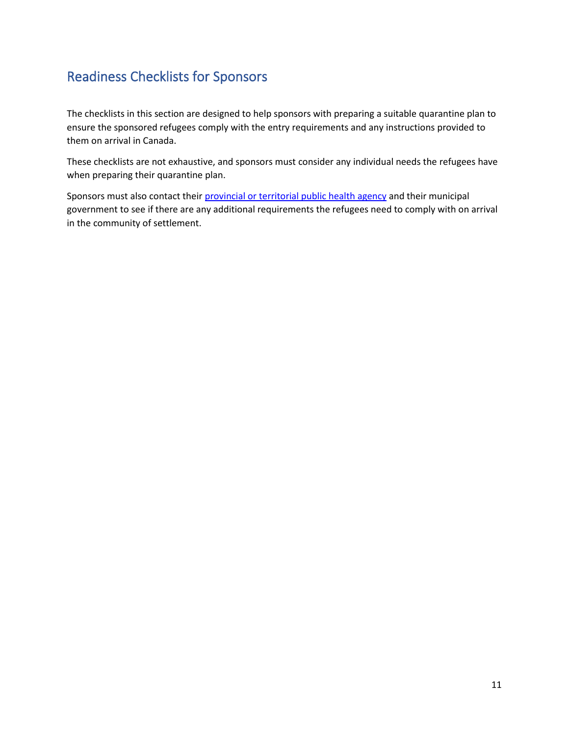## Readiness Checklists for Sponsors

The checklists in this section are designed to help sponsors with preparing a suitable quarantine plan to ensure the sponsored refugees comply with the entry requirements and any instructions provided to them on arrival in Canada.

These checklists are not exhaustive, and sponsors must consider any individual needs the refugees have when preparing their quarantine plan.

Sponsors must also contact their provincial or territorial public health agency and their municipal government to see if there are any additional requirements the refugees need to comply with on arrival in the community of settlement.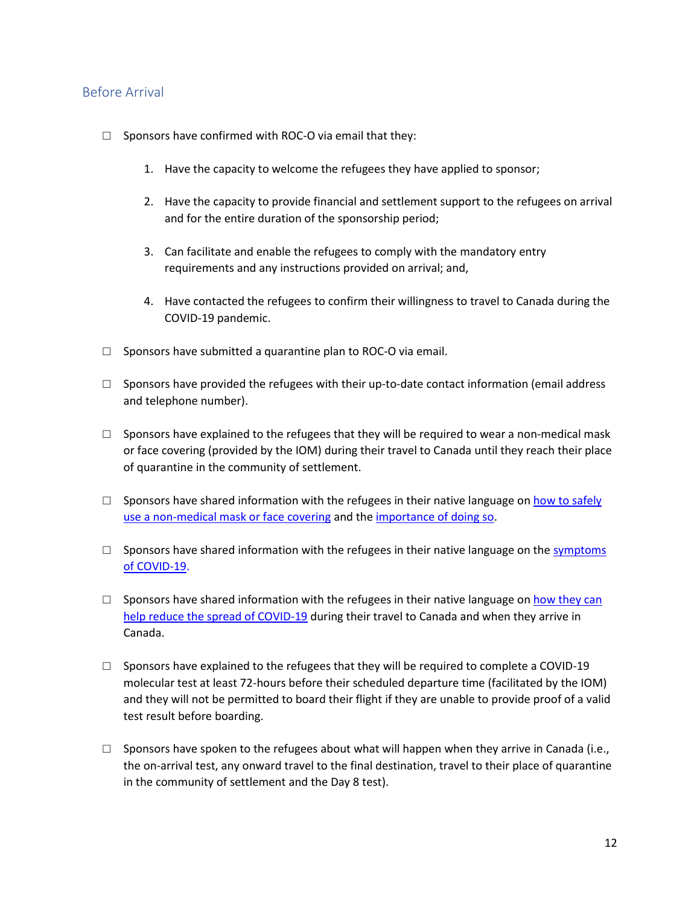## Before Arrival

- ☐ Sponsors have confirmed with ROC-O via email that they:

    1. Have the capacity to welcome the refugees they have applied to sponsor;
    2. Have the capacity to provide financial and settlement support to the refugees on arrival and for the entire duration of the sponsorship period;
    3. Can facilitate and enable the refugees to comply with the mandatory entry requirements and any instructions provided on arrival; and,
    4. Have contacted the refugees to confirm their willingness to travel to Canada during the COVID-19 pandemic.

- ☐ Sponsors have submitted a quarantine plan to ROC-O via email.

- ☐ Sponsors have provided the refugees with their up-to-date contact information (email address and telephone number).

- ☐ Sponsors have explained to the refugees that they will be required to wear a non-medical mask or face covering (provided by the IOM) during their travel to Canada until they reach their place of quarantine in the community of settlement.

- ☐ Sponsors have shared information with the refugees in their native language on how to safely use a non-medical mask or face covering and the importance of doing so.

- ☐ Sponsors have shared information with the refugees in their native language on the symptoms of COVID-19.

- ☐ Sponsors have shared information with the refugees in their native language on how they can help reduce the spread of COVID-19 during their travel to Canada and when they arrive in Canada.

- ☐ Sponsors have explained to the refugees that they will be required to complete a COVID-19 molecular test at least 72-hours before their scheduled departure time (facilitated by the IOM) and they will not be permitted to board their flight if they are unable to provide proof of a valid test result before boarding.

- ☐ Sponsors have spoken to the refugees about what will happen when they arrive in Canada (i.e., the on-arrival test, any onward travel to the final destination, travel to their place of quarantine in the community of settlement and the Day 8 test).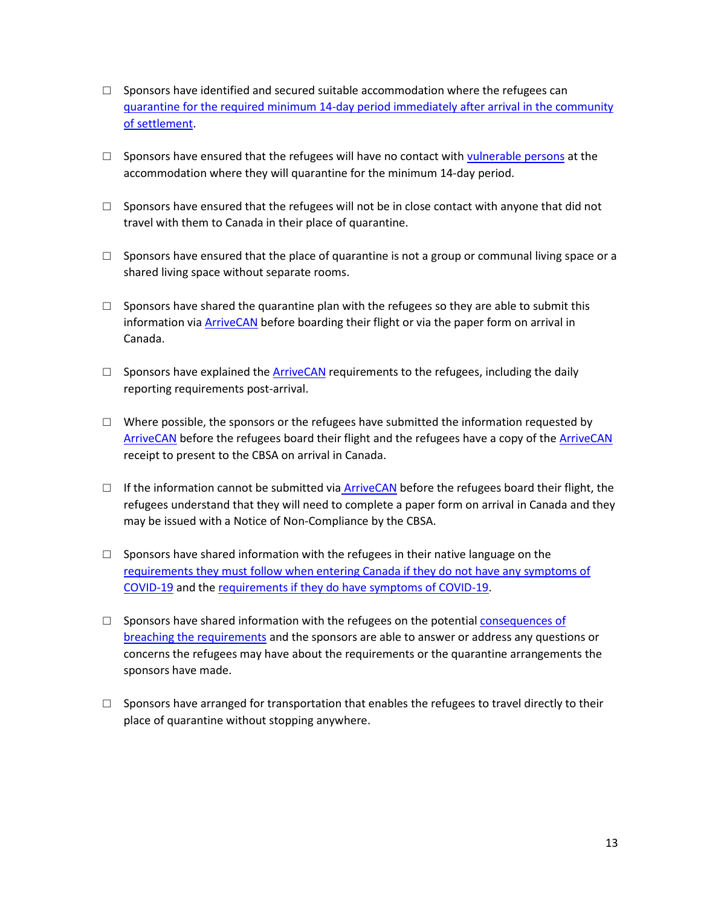- ☐ Sponsors have identified and secured suitable accommodation where the refugees can quarantine for the required minimum 14-day period immediately after arrival in the community of settlement.

- ☐ Sponsors have ensured that the refugees will have no contact with vulnerable persons at the accommodation where they will quarantine for the minimum 14-day period.

- ☐ Sponsors have ensured that the refugees will not be in close contact with anyone that did not travel with them to Canada in their place of quarantine.

- ☐ Sponsors have ensured that the place of quarantine is not a group or communal living space or a shared living space without separate rooms.

- ☐ Sponsors have shared the quarantine plan with the refugees so they are able to submit this information via ArriveCAN before boarding their flight or via the paper form on arrival in Canada.

- ☐ Sponsors have explained the ArriveCAN requirements to the refugees, including the daily reporting requirements post-arrival.

- ☐ Where possible, the sponsors or the refugees have submitted the information requested by ArriveCAN before the refugees board their flight and the refugees have a copy of the ArriveCAN receipt to present to the CBSA on arrival in Canada.

- ☐ If the information cannot be submitted via ArriveCAN before the refugees board their flight, the refugees understand that they will need to complete a paper form on arrival in Canada and they may be issued with a Notice of Non-Compliance by the CBSA.

- ☐ Sponsors have shared information with the refugees in their native language on the requirements they must follow when entering Canada if they do not have any symptoms of COVID-19 and the requirements if they do have symptoms of COVID-19.

- ☐ Sponsors have shared information with the refugees on the potential consequences of breaching the requirements and the sponsors are able to answer or address any questions or concerns the refugees may have about the requirements or the quarantine arrangements the sponsors have made.

- ☐ Sponsors have arranged for transportation that enables the refugees to travel directly to their place of quarantine without stopping anywhere.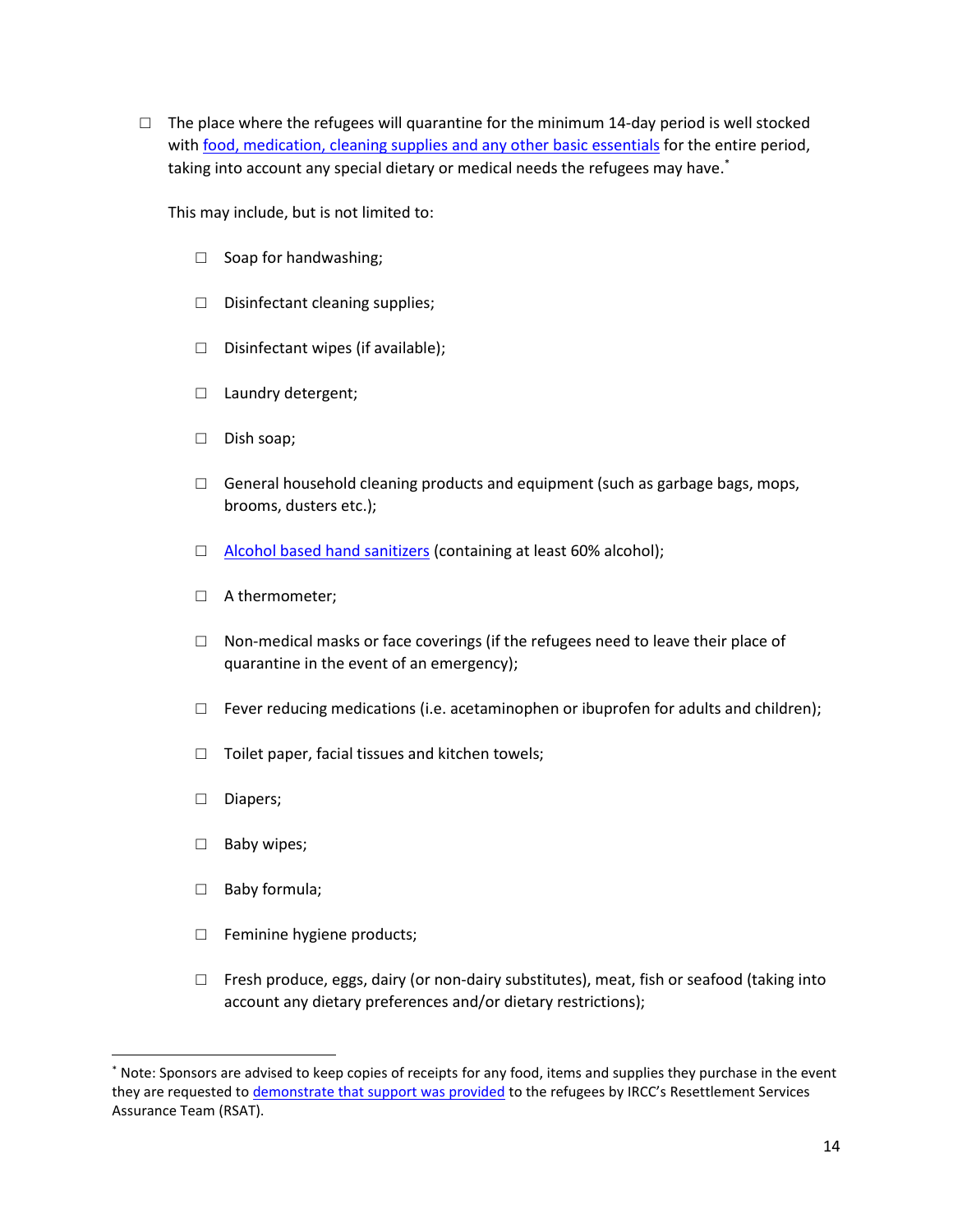- ☐ The place where the refugees will quarantine for the minimum 14-day period is well stocked with food, medication, cleaning supplies and any other basic essentials for the entire period, taking into account any special dietary or medical needs the refugees may have.*

  This may include, but is not limited to:

  - ☐ Soap for handwashing;
  - ☐ Disinfectant cleaning supplies;
  - ☐ Disinfectant wipes (if available);
  - ☐ Laundry detergent;
  - ☐ Dish soap;
  - ☐ General household cleaning products and equipment (such as garbage bags, mops, brooms, dusters etc.);
  - ☐ Alcohol based hand sanitizers (containing at least 60% alcohol);
  - ☐ A thermometer;
  - ☐ Non-medical masks or face coverings (if the refugees need to leave their place of quarantine in the event of an emergency);
  - ☐ Fever reducing medications (i.e. acetaminophen or ibuprofen for adults and children);
  - ☐ Toilet paper, facial tissues and kitchen towels;
  - ☐ Diapers;
  - ☐ Baby wipes;
  - ☐ Baby formula;
  - ☐ Feminine hygiene products;
  - ☐ Fresh produce, eggs, dairy (or non-dairy substitutes), meat, fish or seafood (taking into account any dietary preferences and/or dietary restrictions);

---

* Note: Sponsors are advised to keep copies of receipts for any food, items and supplies they purchase in the event they are requested to demonstrate that support was provided to the refugees by IRCC's Resettlement Services Assurance Team (RSAT).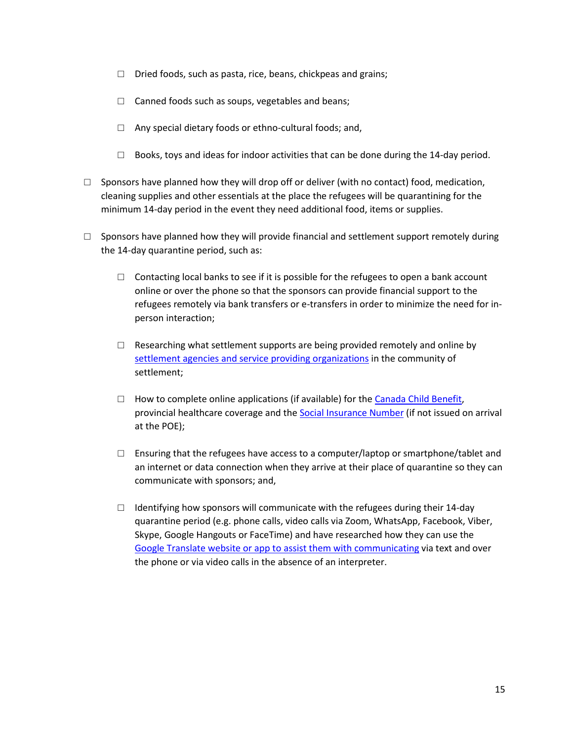- ☐ Dried foods, such as pasta, rice, beans, chickpeas and grains;
  - ☐ Canned foods such as soups, vegetables and beans;
  - ☐ Any special dietary foods or ethno-cultural foods; and,
  - ☐ Books, toys and ideas for indoor activities that can be done during the 14-day period.

- ☐ Sponsors have planned how they will drop off or deliver (with no contact) food, medication, cleaning supplies and other essentials at the place the refugees will be quarantining for the minimum 14-day period in the event they need additional food, items or supplies.

- ☐ Sponsors have planned how they will provide financial and settlement support remotely during the 14-day quarantine period, such as:

  - ☐ Contacting local banks to see if it is possible for the refugees to open a bank account online or over the phone so that the sponsors can provide financial support to the refugees remotely via bank transfers or e-transfers in order to minimize the need for in-person interaction;

  - ☐ Researching what settlement supports are being provided remotely and online by [settlement agencies and service providing organizations] in the community of settlement;

  - ☐ How to complete online applications (if available) for the [Canada Child Benefit], provincial healthcare coverage and the [Social Insurance Number] (if not issued on arrival at the POE);

  - ☐ Ensuring that the refugees have access to a computer/laptop or smartphone/tablet and an internet or data connection when they arrive at their place of quarantine so they can communicate with sponsors; and,

  - ☐ Identifying how sponsors will communicate with the refugees during their 14-day quarantine period (e.g. phone calls, video calls via Zoom, WhatsApp, Facebook, Viber, Skype, Google Hangouts or FaceTime) and have researched how they can use the [Google Translate website or app to assist them with communicating] via text and over the phone or via video calls in the absence of an interpreter.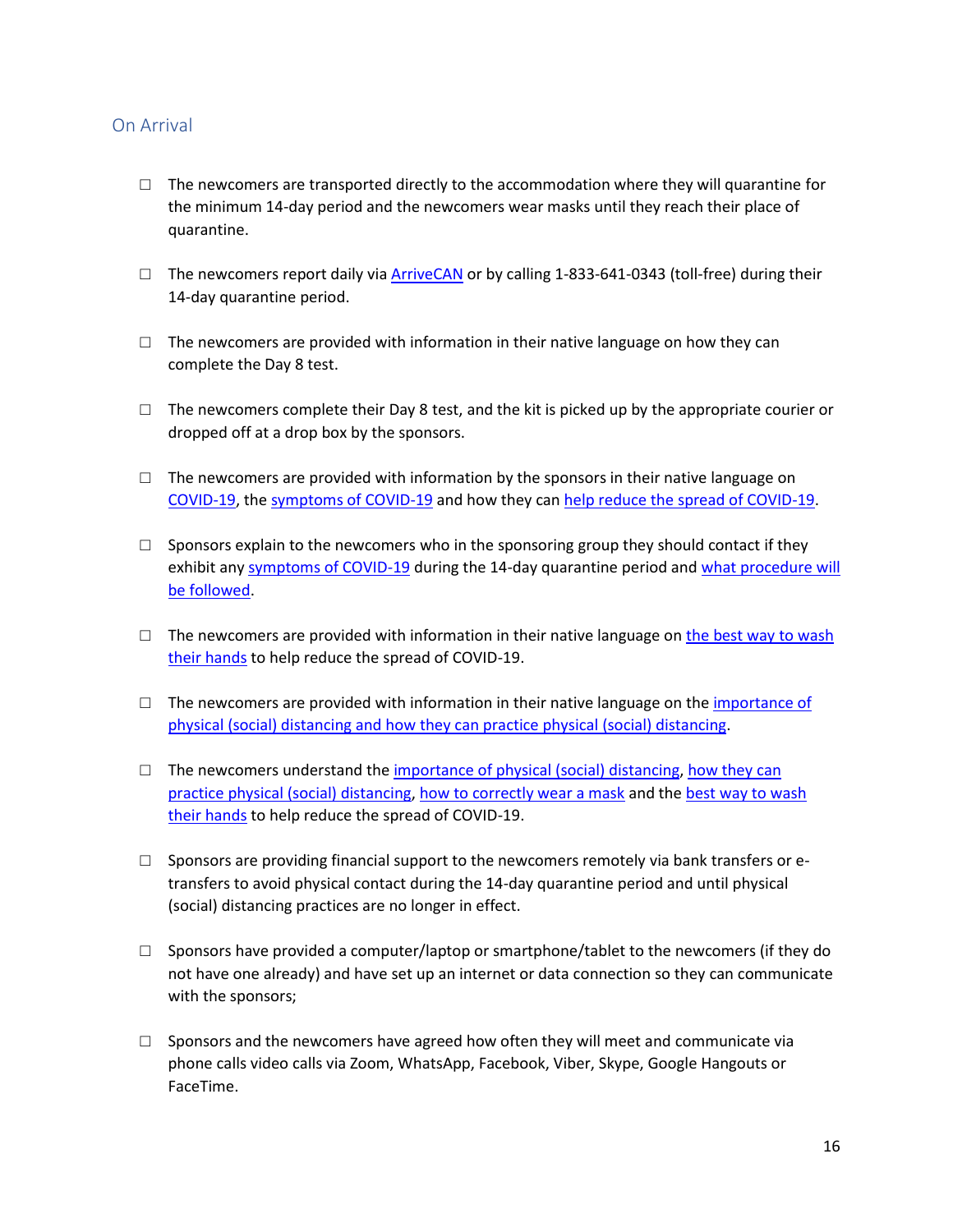## On Arrival

- ☐ The newcomers are transported directly to the accommodation where they will quarantine for the minimum 14-day period and the newcomers wear masks until they reach their place of quarantine.

- ☐ The newcomers report daily via ArriveCAN or by calling 1-833-641-0343 (toll-free) during their 14-day quarantine period.

- ☐ The newcomers are provided with information in their native language on how they can complete the Day 8 test.

- ☐ The newcomers complete their Day 8 test, and the kit is picked up by the appropriate courier or dropped off at a drop box by the sponsors.

- ☐ The newcomers are provided with information by the sponsors in their native language on COVID-19, the symptoms of COVID-19 and how they can help reduce the spread of COVID-19.

- ☐ Sponsors explain to the newcomers who in the sponsoring group they should contact if they exhibit any symptoms of COVID-19 during the 14-day quarantine period and what procedure will be followed.

- ☐ The newcomers are provided with information in their native language on the best way to wash their hands to help reduce the spread of COVID-19.

- ☐ The newcomers are provided with information in their native language on the importance of physical (social) distancing and how they can practice physical (social) distancing.

- ☐ The newcomers understand the importance of physical (social) distancing, how they can practice physical (social) distancing, how to correctly wear a mask and the best way to wash their hands to help reduce the spread of COVID-19.

- ☐ Sponsors are providing financial support to the newcomers remotely via bank transfers or e-transfers to avoid physical contact during the 14-day quarantine period and until physical (social) distancing practices are no longer in effect.

- ☐ Sponsors have provided a computer/laptop or smartphone/tablet to the newcomers (if they do not have one already) and have set up an internet or data connection so they can communicate with the sponsors;

- ☐ Sponsors and the newcomers have agreed how often they will meet and communicate via phone calls video calls via Zoom, WhatsApp, Facebook, Viber, Skype, Google Hangouts or FaceTime.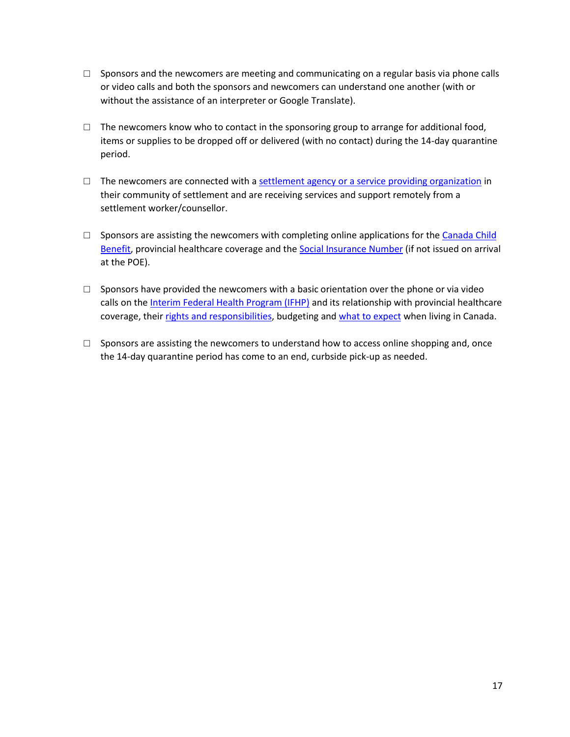☐ Sponsors and the newcomers are meeting and communicating on a regular basis via phone calls or video calls and both the sponsors and newcomers can understand one another (with or without the assistance of an interpreter or Google Translate).

☐ The newcomers know who to contact in the sponsoring group to arrange for additional food, items or supplies to be dropped off or delivered (with no contact) during the 14-day quarantine period.

☐ The newcomers are connected with a settlement agency or a service providing organization in their community of settlement and are receiving services and support remotely from a settlement worker/counsellor.

☐ Sponsors are assisting the newcomers with completing online applications for the Canada Child Benefit, provincial healthcare coverage and the Social Insurance Number (if not issued on arrival at the POE).

☐ Sponsors have provided the newcomers with a basic orientation over the phone or via video calls on the Interim Federal Health Program (IFHP) and its relationship with provincial healthcare coverage, their rights and responsibilities, budgeting and what to expect when living in Canada.

☐ Sponsors are assisting the newcomers to understand how to access online shopping and, once the 14-day quarantine period has come to an end, curbside pick-up as needed.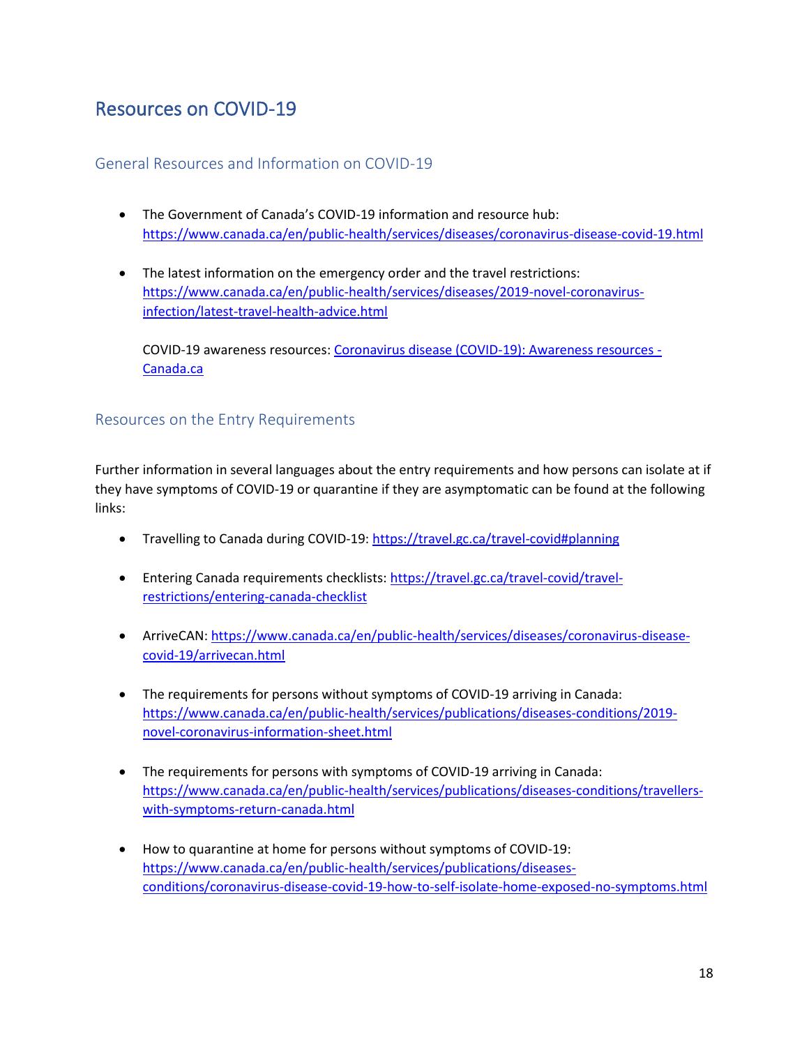# Resources on COVID-19

## General Resources and Information on COVID-19

- The Government of Canada's COVID-19 information and resource hub: [https://www.canada.ca/en/public-health/services/diseases/coronavirus-disease-covid-19.html](https://www.canada.ca/en/public-health/services/diseases/coronavirus-disease-covid-19.html)

- The latest information on the emergency order and the travel restrictions: [https://www.canada.ca/en/public-health/services/diseases/2019-novel-coronavirus-infection/latest-travel-health-advice.html](https://www.canada.ca/en/public-health/services/diseases/2019-novel-coronavirus-infection/latest-travel-health-advice.html)

  COVID-19 awareness resources: Coronavirus disease (COVID-19): Awareness resources - Canada.ca

## Resources on the Entry Requirements

Further information in several languages about the entry requirements and how persons can isolate at if they have symptoms of COVID-19 or quarantine if they are asymptomatic can be found at the following links:

- Travelling to Canada during COVID-19: [https://travel.gc.ca/travel-covid#planning](https://travel.gc.ca/travel-covid#planning)

- Entering Canada requirements checklists: [https://travel.gc.ca/travel-covid/travel-restrictions/entering-canada-checklist](https://travel.gc.ca/travel-covid/travel-restrictions/entering-canada-checklist)

- ArriveCAN: [https://www.canada.ca/en/public-health/services/diseases/coronavirus-disease-covid-19/arrivecan.html](https://www.canada.ca/en/public-health/services/diseases/coronavirus-disease-covid-19/arrivecan.html)

- The requirements for persons without symptoms of COVID-19 arriving in Canada: [https://www.canada.ca/en/public-health/services/publications/diseases-conditions/2019-novel-coronavirus-information-sheet.html](https://www.canada.ca/en/public-health/services/publications/diseases-conditions/2019-novel-coronavirus-information-sheet.html)

- The requirements for persons with symptoms of COVID-19 arriving in Canada: [https://www.canada.ca/en/public-health/services/publications/diseases-conditions/travellers-with-symptoms-return-canada.html](https://www.canada.ca/en/public-health/services/publications/diseases-conditions/travellers-with-symptoms-return-canada.html)

- How to quarantine at home for persons without symptoms of COVID-19: [https://www.canada.ca/en/public-health/services/publications/diseases-conditions/coronavirus-disease-covid-19-how-to-self-isolate-home-exposed-no-symptoms.html](https://www.canada.ca/en/public-health/services/publications/diseases-conditions/coronavirus-disease-covid-19-how-to-self-isolate-home-exposed-no-symptoms.html)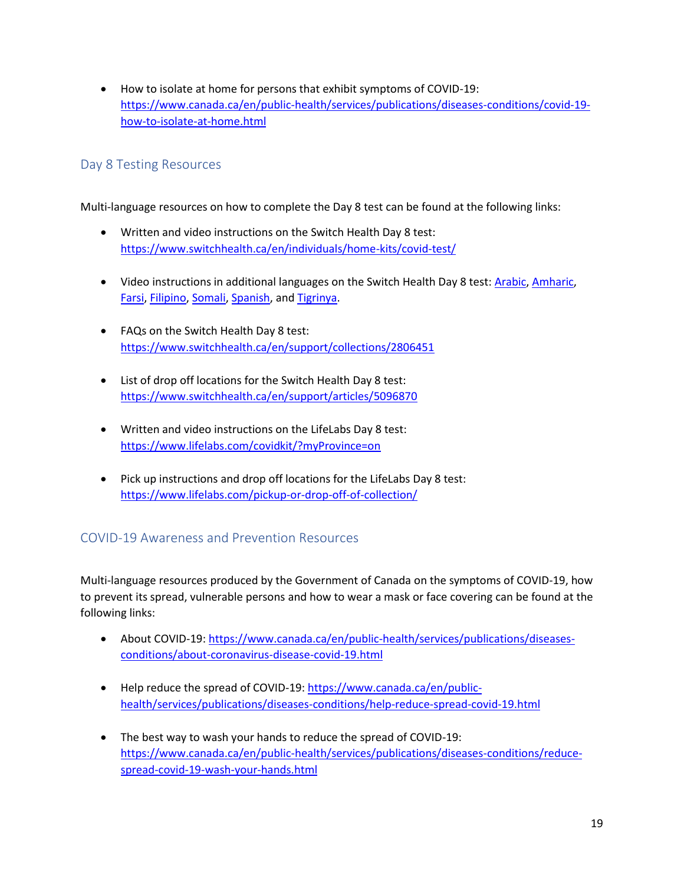- How to isolate at home for persons that exhibit symptoms of COVID-19: https://www.canada.ca/en/public-health/services/publications/diseases-conditions/covid-19-how-to-isolate-at-home.html

## Day 8 Testing Resources

Multi-language resources on how to complete the Day 8 test can be found at the following links:

- Written and video instructions on the Switch Health Day 8 test: https://www.switchhealth.ca/en/individuals/home-kits/covid-test/

- Video instructions in additional languages on the Switch Health Day 8 test: Arabic, Amharic, Farsi, Filipino, Somali, Spanish, and Tigrinya.

- FAQs on the Switch Health Day 8 test: https://www.switchhealth.ca/en/support/collections/2806451

- List of drop off locations for the Switch Health Day 8 test: https://www.switchhealth.ca/en/support/articles/5096870

- Written and video instructions on the LifeLabs Day 8 test: https://www.lifelabs.com/covidkit/?myProvince=on

- Pick up instructions and drop off locations for the LifeLabs Day 8 test: https://www.lifelabs.com/pickup-or-drop-off-of-collection/

## COVID-19 Awareness and Prevention Resources

Multi-language resources produced by the Government of Canada on the symptoms of COVID-19, how to prevent its spread, vulnerable persons and how to wear a mask or face covering can be found at the following links:

- About COVID-19: https://www.canada.ca/en/public-health/services/publications/diseases-conditions/about-coronavirus-disease-covid-19.html

- Help reduce the spread of COVID-19: https://www.canada.ca/en/public-health/services/publications/diseases-conditions/help-reduce-spread-covid-19.html

- The best way to wash your hands to reduce the spread of COVID-19: https://www.canada.ca/en/public-health/services/publications/diseases-conditions/reduce-spread-covid-19-wash-your-hands.html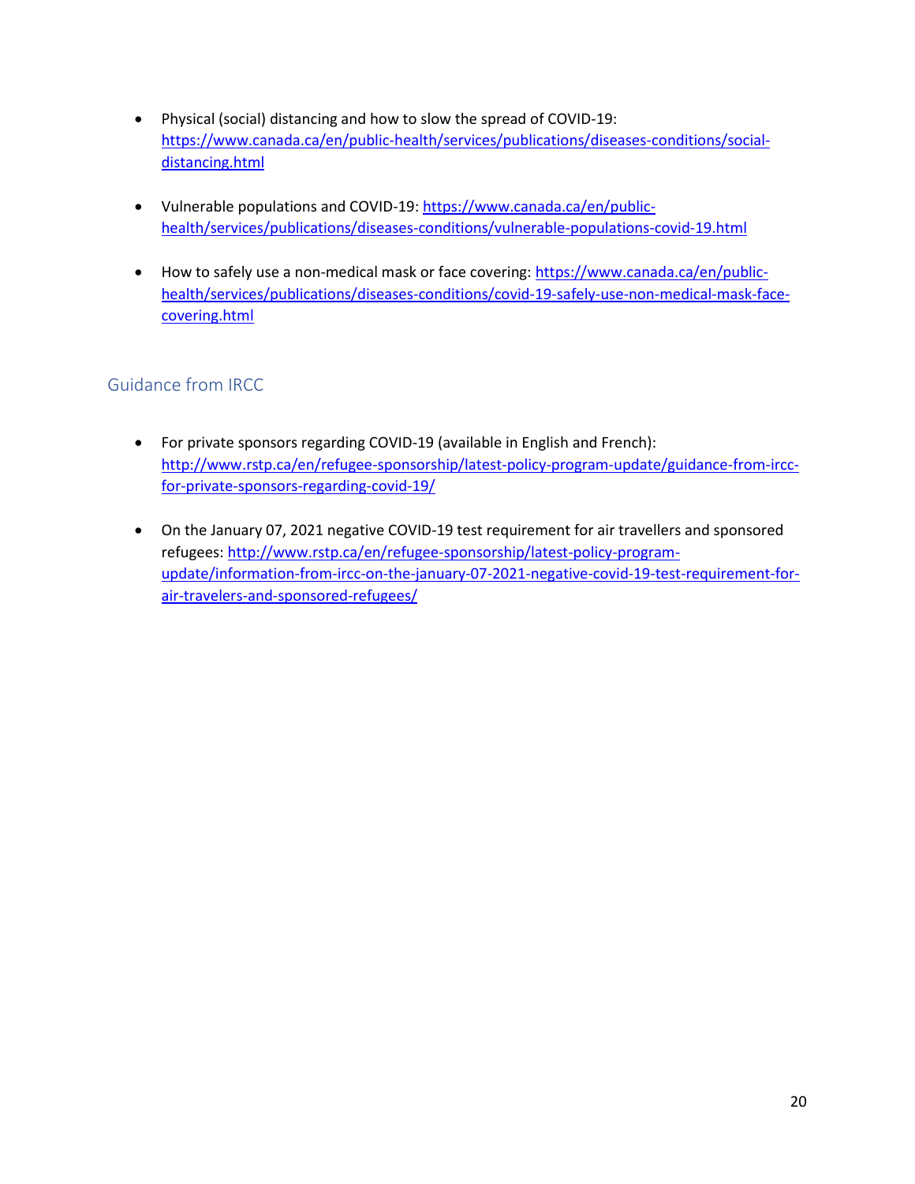- Physical (social) distancing and how to slow the spread of COVID-19: https://www.canada.ca/en/public-health/services/publications/diseases-conditions/social-distancing.html

- Vulnerable populations and COVID-19: https://www.canada.ca/en/public-health/services/publications/diseases-conditions/vulnerable-populations-covid-19.html

- How to safely use a non-medical mask or face covering: https://www.canada.ca/en/public-health/services/publications/diseases-conditions/covid-19-safely-use-non-medical-mask-face-covering.html

## Guidance from IRCC

- For private sponsors regarding COVID-19 (available in English and French): http://www.rstp.ca/en/refugee-sponsorship/latest-policy-program-update/guidance-from-ircc-for-private-sponsors-regarding-covid-19/

- On the January 07, 2021 negative COVID-19 test requirement for air travellers and sponsored refugees: http://www.rstp.ca/en/refugee-sponsorship/latest-policy-program-update/information-from-ircc-on-the-january-07-2021-negative-covid-19-test-requirement-for-air-travelers-and-sponsored-refugees/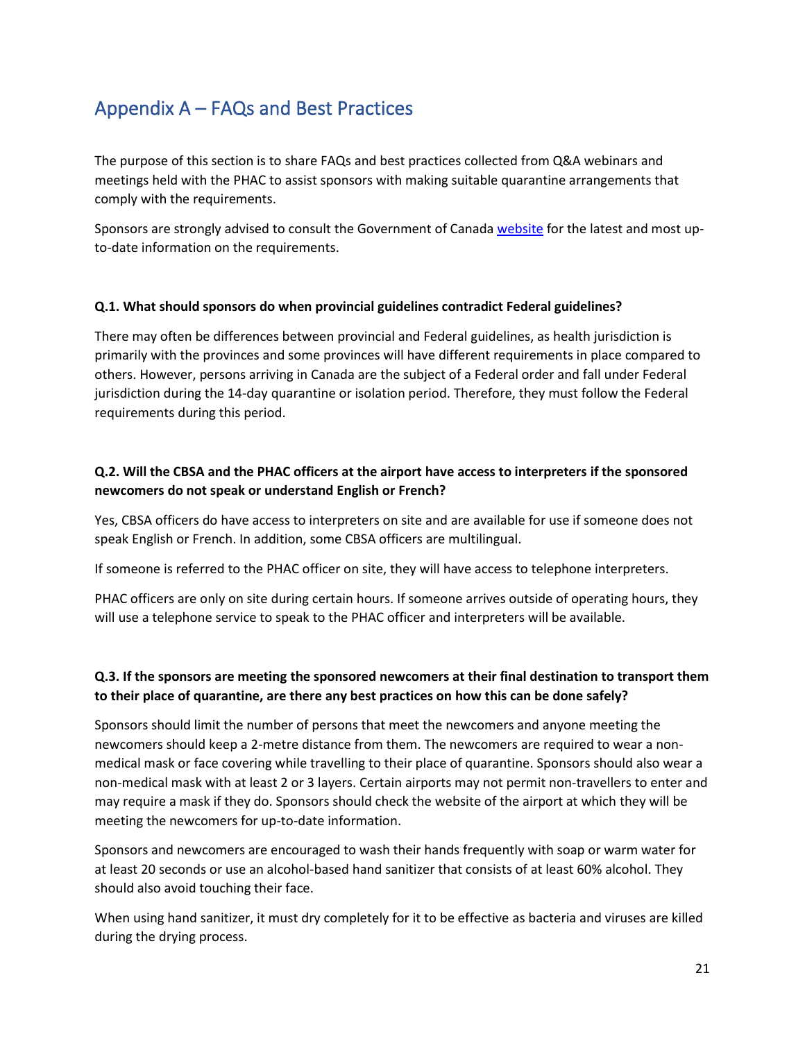## Appendix A – FAQs and Best Practices

The purpose of this section is to share FAQs and best practices collected from Q&A webinars and meetings held with the PHAC to assist sponsors with making suitable quarantine arrangements that comply with the requirements.

Sponsors are strongly advised to consult the Government of Canada website for the latest and most up-to-date information on the requirements.

**Q.1. What should sponsors do when provincial guidelines contradict Federal guidelines?**

There may often be differences between provincial and Federal guidelines, as health jurisdiction is primarily with the provinces and some provinces will have different requirements in place compared to others. However, persons arriving in Canada are the subject of a Federal order and fall under Federal jurisdiction during the 14-day quarantine or isolation period. Therefore, they must follow the Federal requirements during this period.

**Q.2. Will the CBSA and the PHAC officers at the airport have access to interpreters if the sponsored newcomers do not speak or understand English or French?**

Yes, CBSA officers do have access to interpreters on site and are available for use if someone does not speak English or French. In addition, some CBSA officers are multilingual.

If someone is referred to the PHAC officer on site, they will have access to telephone interpreters.

PHAC officers are only on site during certain hours. If someone arrives outside of operating hours, they will use a telephone service to speak to the PHAC officer and interpreters will be available.

**Q.3. If the sponsors are meeting the sponsored newcomers at their final destination to transport them to their place of quarantine, are there any best practices on how this can be done safely?**

Sponsors should limit the number of persons that meet the newcomers and anyone meeting the newcomers should keep a 2-metre distance from them. The newcomers are required to wear a non-medical mask or face covering while travelling to their place of quarantine. Sponsors should also wear a non-medical mask with at least 2 or 3 layers. Certain airports may not permit non-travellers to enter and may require a mask if they do. Sponsors should check the website of the airport at which they will be meeting the newcomers for up-to-date information.

Sponsors and newcomers are encouraged to wash their hands frequently with soap or warm water for at least 20 seconds or use an alcohol-based hand sanitizer that consists of at least 60% alcohol. They should also avoid touching their face.

When using hand sanitizer, it must dry completely for it to be effective as bacteria and viruses are killed during the drying process.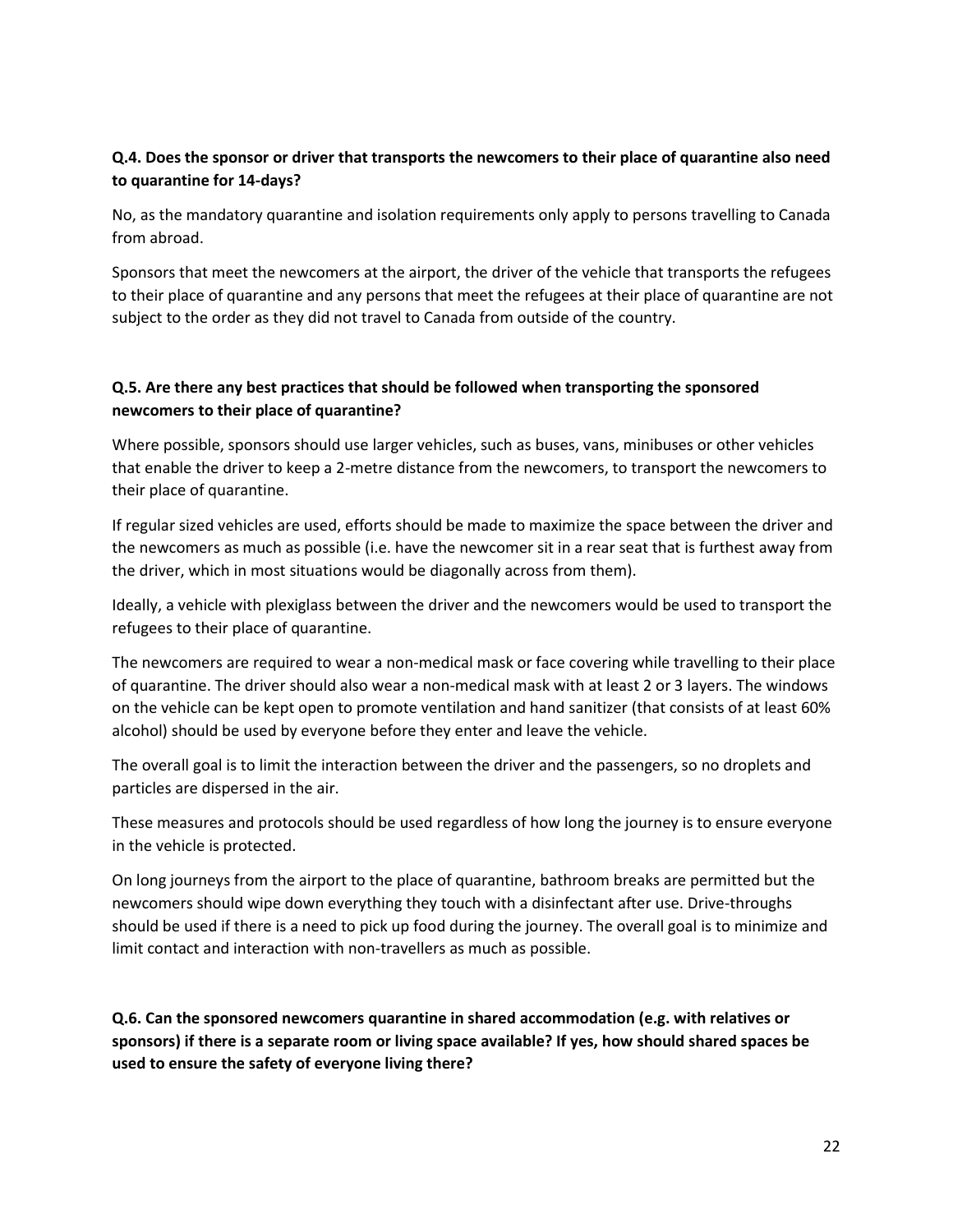**Q.4. Does the sponsor or driver that transports the newcomers to their place of quarantine also need to quarantine for 14-days?**

No, as the mandatory quarantine and isolation requirements only apply to persons travelling to Canada from abroad.

Sponsors that meet the newcomers at the airport, the driver of the vehicle that transports the refugees to their place of quarantine and any persons that meet the refugees at their place of quarantine are not subject to the order as they did not travel to Canada from outside of the country.

**Q.5. Are there any best practices that should be followed when transporting the sponsored newcomers to their place of quarantine?**

Where possible, sponsors should use larger vehicles, such as buses, vans, minibuses or other vehicles that enable the driver to keep a 2-metre distance from the newcomers, to transport the newcomers to their place of quarantine.

If regular sized vehicles are used, efforts should be made to maximize the space between the driver and the newcomers as much as possible (i.e. have the newcomer sit in a rear seat that is furthest away from the driver, which in most situations would be diagonally across from them).

Ideally, a vehicle with plexiglass between the driver and the newcomers would be used to transport the refugees to their place of quarantine.

The newcomers are required to wear a non-medical mask or face covering while travelling to their place of quarantine. The driver should also wear a non-medical mask with at least 2 or 3 layers. The windows on the vehicle can be kept open to promote ventilation and hand sanitizer (that consists of at least 60% alcohol) should be used by everyone before they enter and leave the vehicle.

The overall goal is to limit the interaction between the driver and the passengers, so no droplets and particles are dispersed in the air.

These measures and protocols should be used regardless of how long the journey is to ensure everyone in the vehicle is protected.

On long journeys from the airport to the place of quarantine, bathroom breaks are permitted but the newcomers should wipe down everything they touch with a disinfectant after use. Drive-throughs should be used if there is a need to pick up food during the journey. The overall goal is to minimize and limit contact and interaction with non-travellers as much as possible.

**Q.6. Can the sponsored newcomers quarantine in shared accommodation (e.g. with relatives or sponsors) if there is a separate room or living space available? If yes, how should shared spaces be used to ensure the safety of everyone living there?**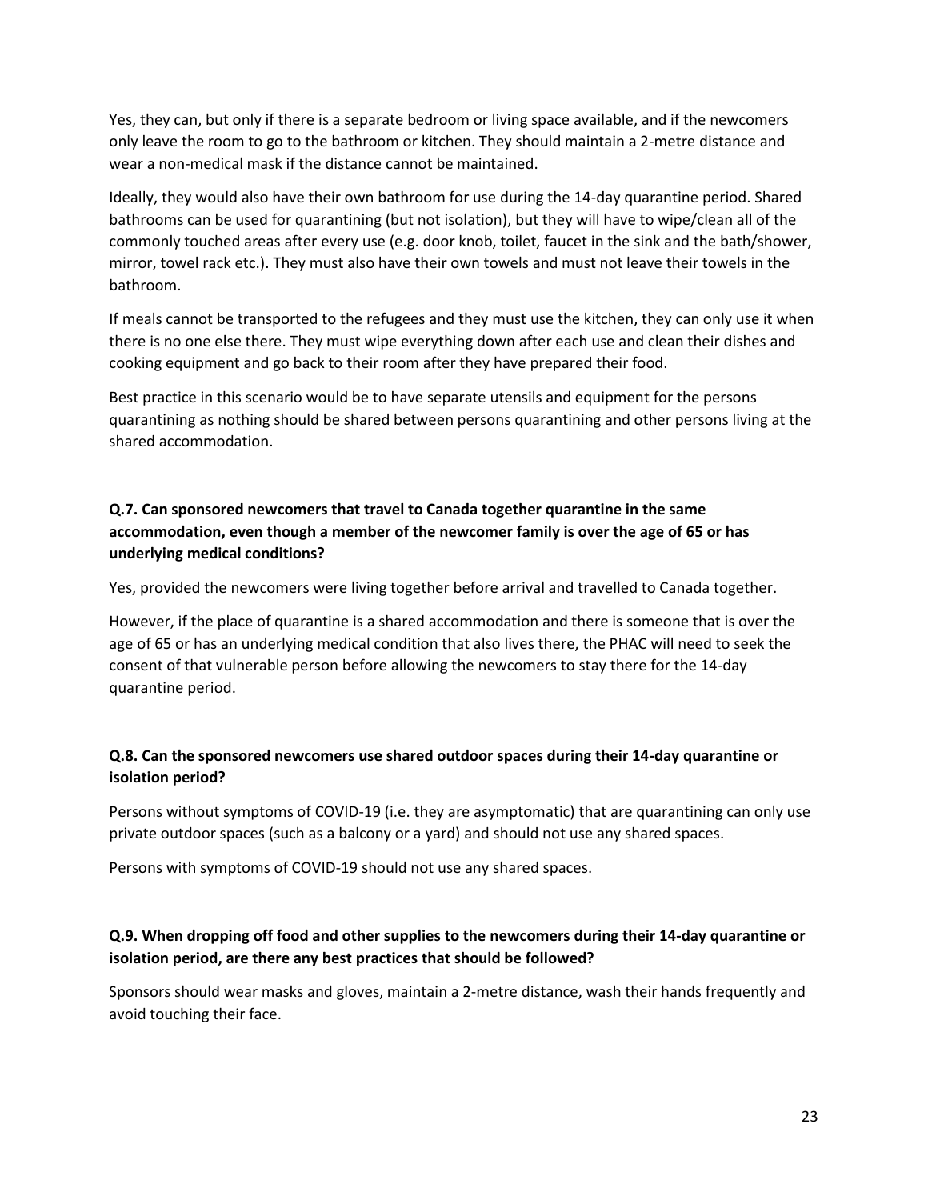Yes, they can, but only if there is a separate bedroom or living space available, and if the newcomers only leave the room to go to the bathroom or kitchen. They should maintain a 2-metre distance and wear a non-medical mask if the distance cannot be maintained.

Ideally, they would also have their own bathroom for use during the 14-day quarantine period. Shared bathrooms can be used for quarantining (but not isolation), but they will have to wipe/clean all of the commonly touched areas after every use (e.g. door knob, toilet, faucet in the sink and the bath/shower, mirror, towel rack etc.). They must also have their own towels and must not leave their towels in the bathroom.

If meals cannot be transported to the refugees and they must use the kitchen, they can only use it when there is no one else there. They must wipe everything down after each use and clean their dishes and cooking equipment and go back to their room after they have prepared their food.

Best practice in this scenario would be to have separate utensils and equipment for the persons quarantining as nothing should be shared between persons quarantining and other persons living at the shared accommodation.

**Q.7. Can sponsored newcomers that travel to Canada together quarantine in the same accommodation, even though a member of the newcomer family is over the age of 65 or has underlying medical conditions?**

Yes, provided the newcomers were living together before arrival and travelled to Canada together.

However, if the place of quarantine is a shared accommodation and there is someone that is over the age of 65 or has an underlying medical condition that also lives there, the PHAC will need to seek the consent of that vulnerable person before allowing the newcomers to stay there for the 14-day quarantine period.

**Q.8. Can the sponsored newcomers use shared outdoor spaces during their 14-day quarantine or isolation period?**

Persons without symptoms of COVID-19 (i.e. they are asymptomatic) that are quarantining can only use private outdoor spaces (such as a balcony or a yard) and should not use any shared spaces.

Persons with symptoms of COVID-19 should not use any shared spaces.

**Q.9. When dropping off food and other supplies to the newcomers during their 14-day quarantine or isolation period, are there any best practices that should be followed?**

Sponsors should wear masks and gloves, maintain a 2-metre distance, wash their hands frequently and avoid touching their face.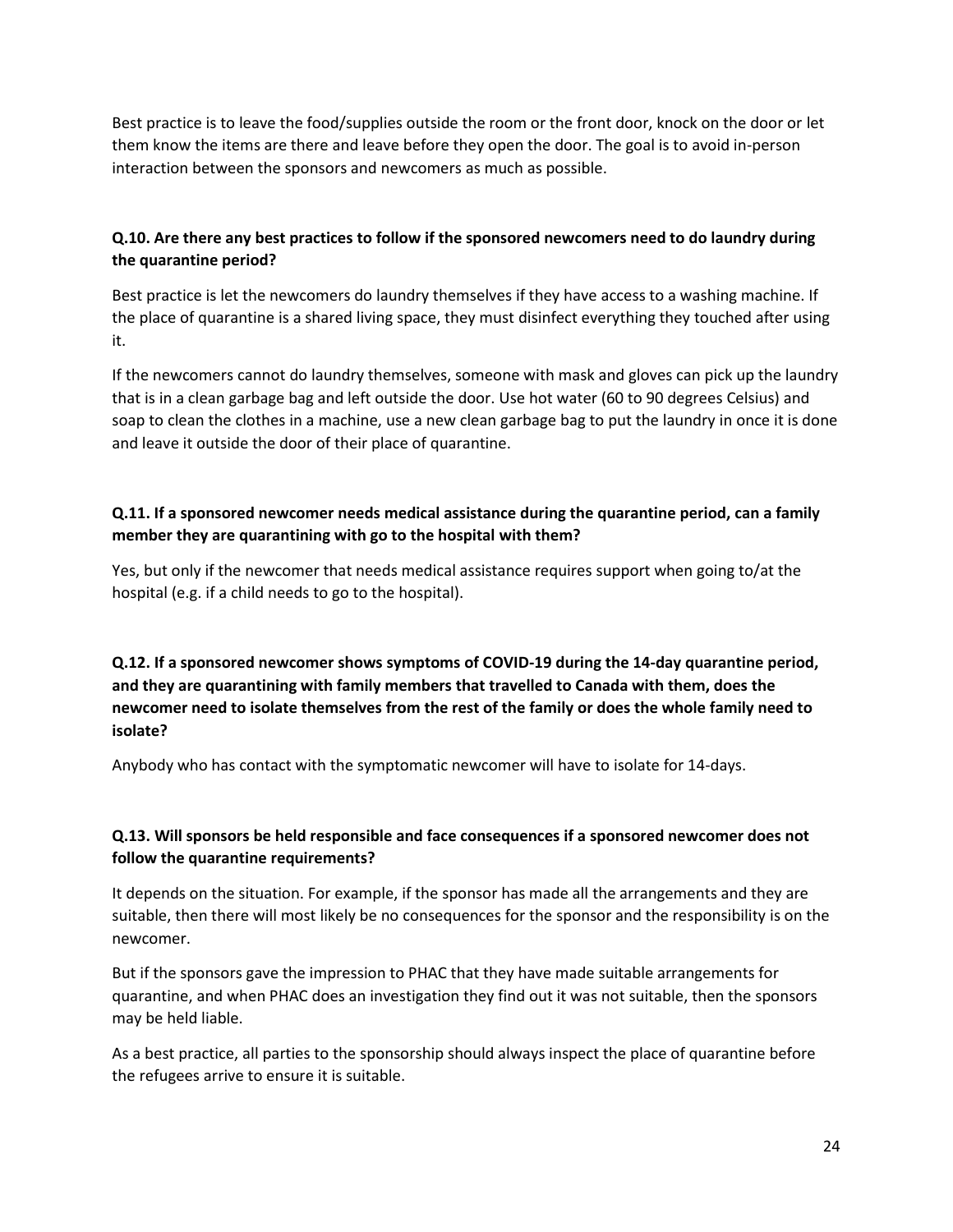Best practice is to leave the food/supplies outside the room or the front door, knock on the door or let them know the items are there and leave before they open the door. The goal is to avoid in-person interaction between the sponsors and newcomers as much as possible.

**Q.10. Are there any best practices to follow if the sponsored newcomers need to do laundry during the quarantine period?**

Best practice is let the newcomers do laundry themselves if they have access to a washing machine. If the place of quarantine is a shared living space, they must disinfect everything they touched after using it.

If the newcomers cannot do laundry themselves, someone with mask and gloves can pick up the laundry that is in a clean garbage bag and left outside the door. Use hot water (60 to 90 degrees Celsius) and soap to clean the clothes in a machine, use a new clean garbage bag to put the laundry in once it is done and leave it outside the door of their place of quarantine.

**Q.11. If a sponsored newcomer needs medical assistance during the quarantine period, can a family member they are quarantining with go to the hospital with them?**

Yes, but only if the newcomer that needs medical assistance requires support when going to/at the hospital (e.g. if a child needs to go to the hospital).

**Q.12. If a sponsored newcomer shows symptoms of COVID-19 during the 14-day quarantine period, and they are quarantining with family members that travelled to Canada with them, does the newcomer need to isolate themselves from the rest of the family or does the whole family need to isolate?**

Anybody who has contact with the symptomatic newcomer will have to isolate for 14-days.

**Q.13. Will sponsors be held responsible and face consequences if a sponsored newcomer does not follow the quarantine requirements?**

It depends on the situation. For example, if the sponsor has made all the arrangements and they are suitable, then there will most likely be no consequences for the sponsor and the responsibility is on the newcomer.

But if the sponsors gave the impression to PHAC that they have made suitable arrangements for quarantine, and when PHAC does an investigation they find out it was not suitable, then the sponsors may be held liable.

As a best practice, all parties to the sponsorship should always inspect the place of quarantine before the refugees arrive to ensure it is suitable.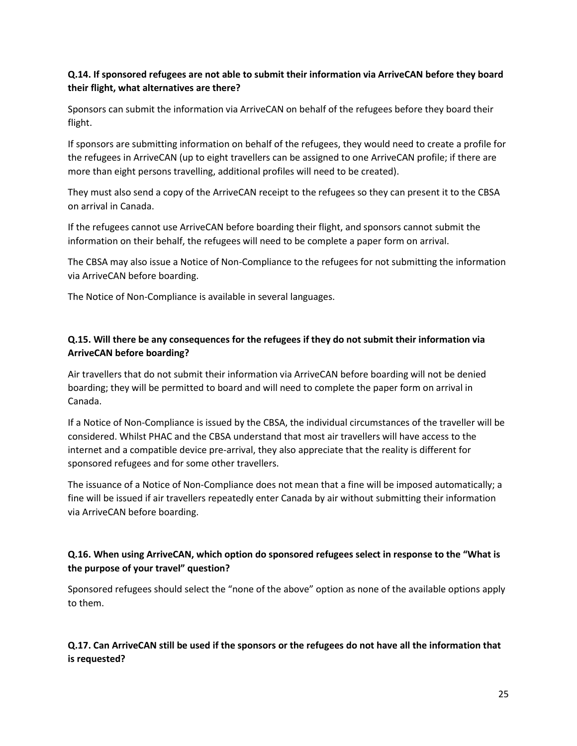**Q.14. If sponsored refugees are not able to submit their information via ArriveCAN before they board their flight, what alternatives are there?**

Sponsors can submit the information via ArriveCAN on behalf of the refugees before they board their flight.

If sponsors are submitting information on behalf of the refugees, they would need to create a profile for the refugees in ArriveCAN (up to eight travellers can be assigned to one ArriveCAN profile; if there are more than eight persons travelling, additional profiles will need to be created).

They must also send a copy of the ArriveCAN receipt to the refugees so they can present it to the CBSA on arrival in Canada.

If the refugees cannot use ArriveCAN before boarding their flight, and sponsors cannot submit the information on their behalf, the refugees will need to be complete a paper form on arrival.

The CBSA may also issue a Notice of Non-Compliance to the refugees for not submitting the information via ArriveCAN before boarding.

The Notice of Non-Compliance is available in several languages.

**Q.15. Will there be any consequences for the refugees if they do not submit their information via ArriveCAN before boarding?**

Air travellers that do not submit their information via ArriveCAN before boarding will not be denied boarding; they will be permitted to board and will need to complete the paper form on arrival in Canada.

If a Notice of Non-Compliance is issued by the CBSA, the individual circumstances of the traveller will be considered. Whilst PHAC and the CBSA understand that most air travellers will have access to the internet and a compatible device pre-arrival, they also appreciate that the reality is different for sponsored refugees and for some other travellers.

The issuance of a Notice of Non-Compliance does not mean that a fine will be imposed automatically; a fine will be issued if air travellers repeatedly enter Canada by air without submitting their information via ArriveCAN before boarding.

**Q.16. When using ArriveCAN, which option do sponsored refugees select in response to the "What is the purpose of your travel" question?**

Sponsored refugees should select the "none of the above" option as none of the available options apply to them.

**Q.17. Can ArriveCAN still be used if the sponsors or the refugees do not have all the information that is requested?**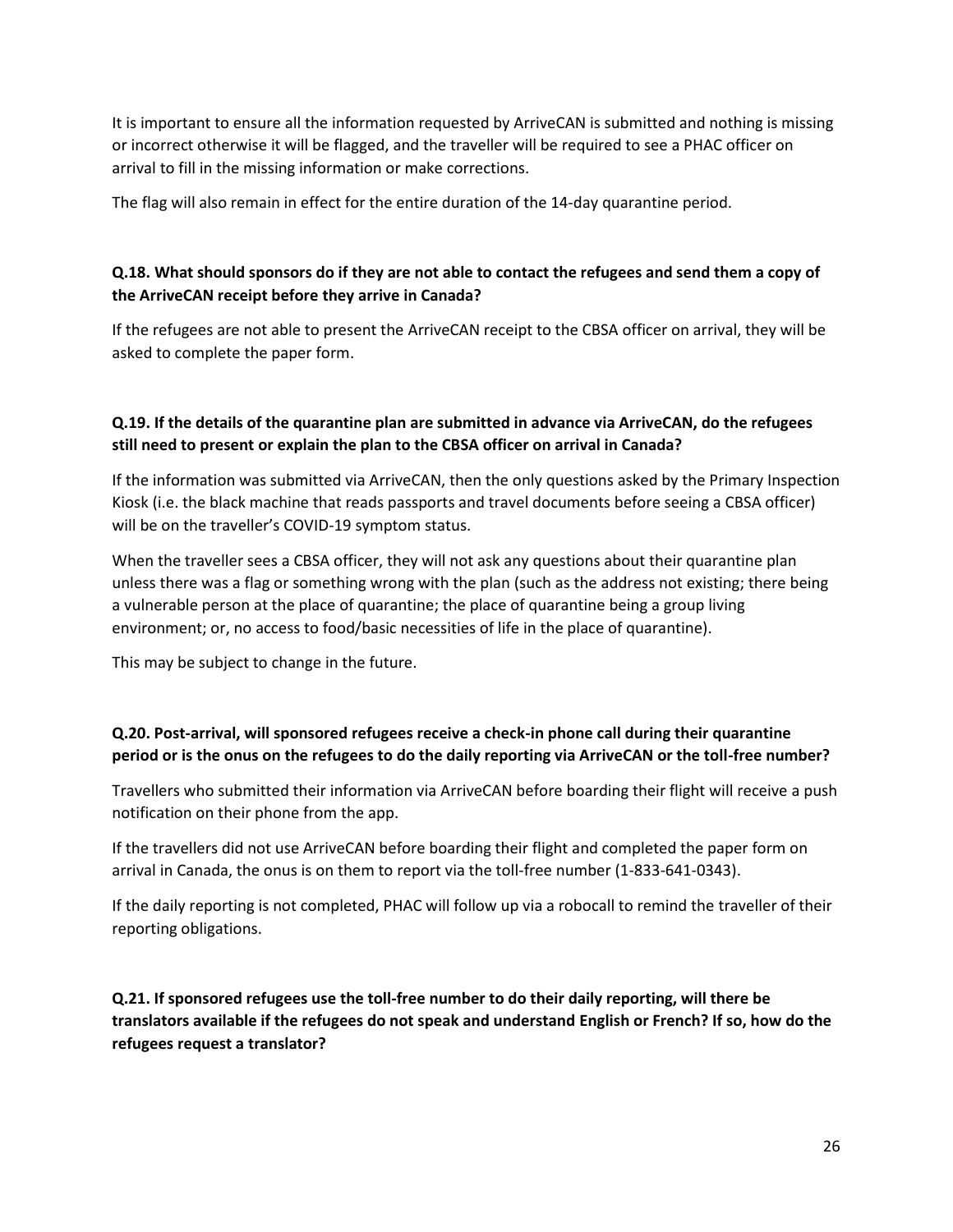It is important to ensure all the information requested by ArriveCAN is submitted and nothing is missing or incorrect otherwise it will be flagged, and the traveller will be required to see a PHAC officer on arrival to fill in the missing information or make corrections.

The flag will also remain in effect for the entire duration of the 14-day quarantine period.

**Q.18. What should sponsors do if they are not able to contact the refugees and send them a copy of the ArriveCAN receipt before they arrive in Canada?**

If the refugees are not able to present the ArriveCAN receipt to the CBSA officer on arrival, they will be asked to complete the paper form.

**Q.19. If the details of the quarantine plan are submitted in advance via ArriveCAN, do the refugees still need to present or explain the plan to the CBSA officer on arrival in Canada?**

If the information was submitted via ArriveCAN, then the only questions asked by the Primary Inspection Kiosk (i.e. the black machine that reads passports and travel documents before seeing a CBSA officer) will be on the traveller's COVID-19 symptom status.

When the traveller sees a CBSA officer, they will not ask any questions about their quarantine plan unless there was a flag or something wrong with the plan (such as the address not existing; there being a vulnerable person at the place of quarantine; the place of quarantine being a group living environment; or, no access to food/basic necessities of life in the place of quarantine).

This may be subject to change in the future.

**Q.20. Post-arrival, will sponsored refugees receive a check-in phone call during their quarantine period or is the onus on the refugees to do the daily reporting via ArriveCAN or the toll-free number?**

Travellers who submitted their information via ArriveCAN before boarding their flight will receive a push notification on their phone from the app.

If the travellers did not use ArriveCAN before boarding their flight and completed the paper form on arrival in Canada, the onus is on them to report via the toll-free number (1-833-641-0343).

If the daily reporting is not completed, PHAC will follow up via a robocall to remind the traveller of their reporting obligations.

**Q.21. If sponsored refugees use the toll-free number to do their daily reporting, will there be translators available if the refugees do not speak and understand English or French? If so, how do the refugees request a translator?**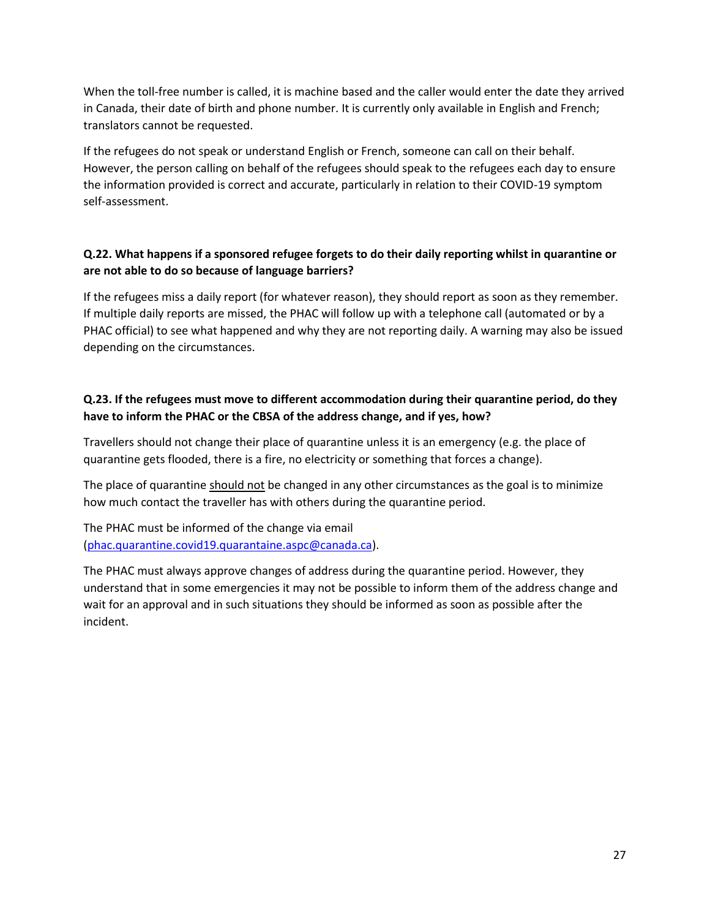When the toll-free number is called, it is machine based and the caller would enter the date they arrived in Canada, their date of birth and phone number. It is currently only available in English and French; translators cannot be requested.

If the refugees do not speak or understand English or French, someone can call on their behalf. However, the person calling on behalf of the refugees should speak to the refugees each day to ensure the information provided is correct and accurate, particularly in relation to their COVID-19 symptom self-assessment.

**Q.22. What happens if a sponsored refugee forgets to do their daily reporting whilst in quarantine or are not able to do so because of language barriers?**

If the refugees miss a daily report (for whatever reason), they should report as soon as they remember. If multiple daily reports are missed, the PHAC will follow up with a telephone call (automated or by a PHAC official) to see what happened and why they are not reporting daily. A warning may also be issued depending on the circumstances.

**Q.23. If the refugees must move to different accommodation during their quarantine period, do they have to inform the PHAC or the CBSA of the address change, and if yes, how?**

Travellers should not change their place of quarantine unless it is an emergency (e.g. the place of quarantine gets flooded, there is a fire, no electricity or something that forces a change).

The place of quarantine <u>should not</u> be changed in any other circumstances as the goal is to minimize how much contact the traveller has with others during the quarantine period.

The PHAC must be informed of the change via email (phac.quarantine.covid19.quarantaine.aspc@canada.ca).

The PHAC must always approve changes of address during the quarantine period. However, they understand that in some emergencies it may not be possible to inform them of the address change and wait for an approval and in such situations they should be informed as soon as possible after the incident.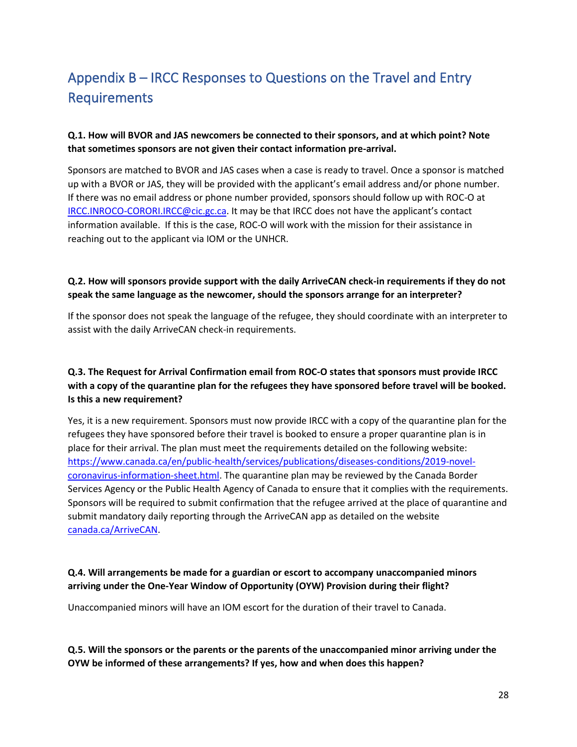# Appendix B – IRCC Responses to Questions on the Travel and Entry Requirements

**Q.1. How will BVOR and JAS newcomers be connected to their sponsors, and at which point? Note that sometimes sponsors are not given their contact information pre-arrival.**

Sponsors are matched to BVOR and JAS cases when a case is ready to travel. Once a sponsor is matched up with a BVOR or JAS, they will be provided with the applicant's email address and/or phone number. If there was no email address or phone number provided, sponsors should follow up with ROC-O at IRCC.INROCO-CORORI.IRCC@cic.gc.ca. It may be that IRCC does not have the applicant's contact information available. If this is the case, ROC-O will work with the mission for their assistance in reaching out to the applicant via IOM or the UNHCR.

**Q.2. How will sponsors provide support with the daily ArriveCAN check-in requirements if they do not speak the same language as the newcomer, should the sponsors arrange for an interpreter?**

If the sponsor does not speak the language of the refugee, they should coordinate with an interpreter to assist with the daily ArriveCAN check-in requirements.

**Q.3. The Request for Arrival Confirmation email from ROC-O states that sponsors must provide IRCC with a copy of the quarantine plan for the refugees they have sponsored before travel will be booked. Is this a new requirement?**

Yes, it is a new requirement. Sponsors must now provide IRCC with a copy of the quarantine plan for the refugees they have sponsored before their travel is booked to ensure a proper quarantine plan is in place for their arrival. The plan must meet the requirements detailed on the following website: https://www.canada.ca/en/public-health/services/publications/diseases-conditions/2019-novel-coronavirus-information-sheet.html. The quarantine plan may be reviewed by the Canada Border Services Agency or the Public Health Agency of Canada to ensure that it complies with the requirements. Sponsors will be required to submit confirmation that the refugee arrived at the place of quarantine and submit mandatory daily reporting through the ArriveCAN app as detailed on the website canada.ca/ArriveCAN.

**Q.4. Will arrangements be made for a guardian or escort to accompany unaccompanied minors arriving under the One-Year Window of Opportunity (OYW) Provision during their flight?**

Unaccompanied minors will have an IOM escort for the duration of their travel to Canada.

**Q.5. Will the sponsors or the parents or the parents of the unaccompanied minor arriving under the OYW be informed of these arrangements? If yes, how and when does this happen?**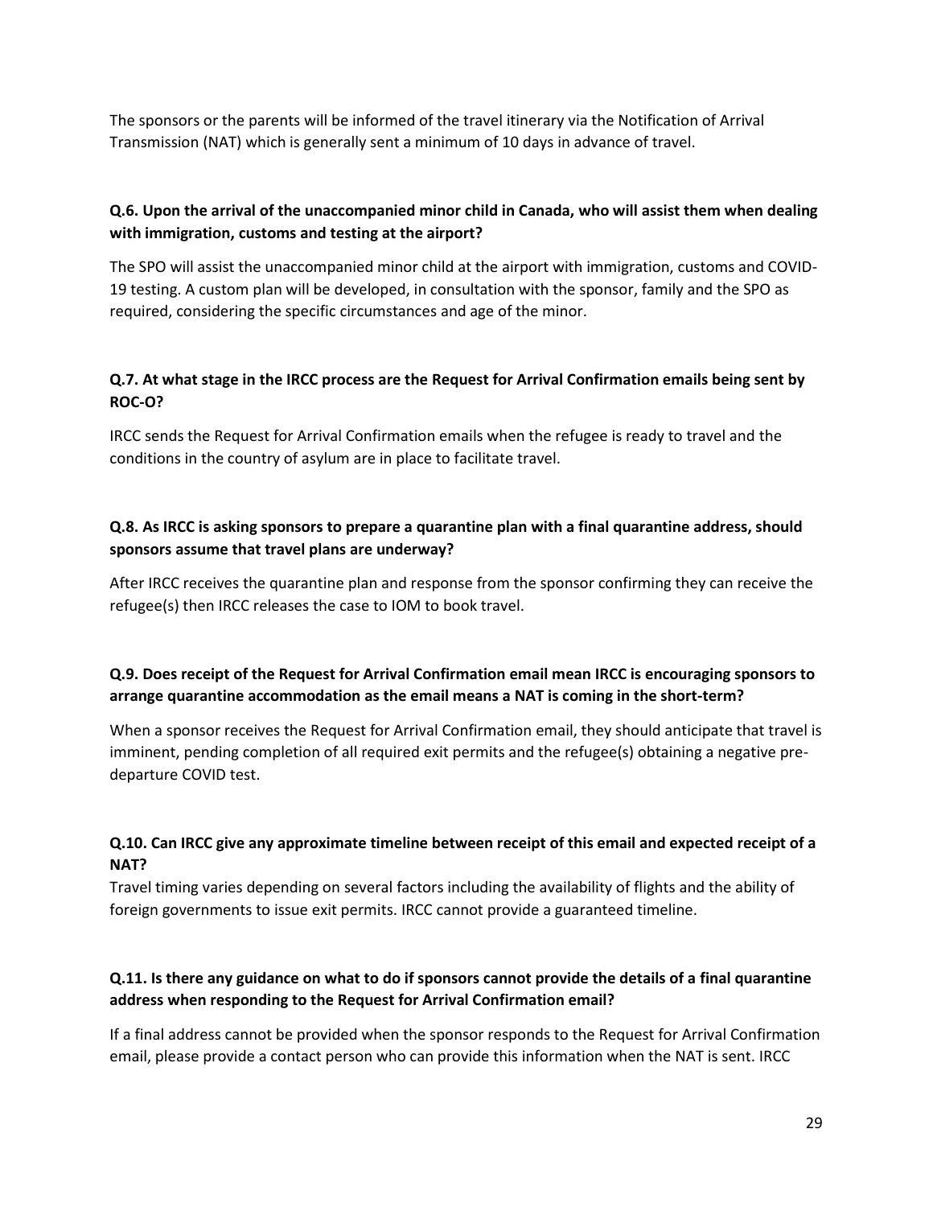The sponsors or the parents will be informed of the travel itinerary via the Notification of Arrival Transmission (NAT) which is generally sent a minimum of 10 days in advance of travel.

**Q.6. Upon the arrival of the unaccompanied minor child in Canada, who will assist them when dealing with immigration, customs and testing at the airport?**

The SPO will assist the unaccompanied minor child at the airport with immigration, customs and COVID-19 testing. A custom plan will be developed, in consultation with the sponsor, family and the SPO as required, considering the specific circumstances and age of the minor.

**Q.7. At what stage in the IRCC process are the Request for Arrival Confirmation emails being sent by ROC-O?**

IRCC sends the Request for Arrival Confirmation emails when the refugee is ready to travel and the conditions in the country of asylum are in place to facilitate travel.

**Q.8. As IRCC is asking sponsors to prepare a quarantine plan with a final quarantine address, should sponsors assume that travel plans are underway?**

After IRCC receives the quarantine plan and response from the sponsor confirming they can receive the refugee(s) then IRCC releases the case to IOM to book travel.

**Q.9. Does receipt of the Request for Arrival Confirmation email mean IRCC is encouraging sponsors to arrange quarantine accommodation as the email means a NAT is coming in the short-term?**

When a sponsor receives the Request for Arrival Confirmation email, they should anticipate that travel is imminent, pending completion of all required exit permits and the refugee(s) obtaining a negative pre-departure COVID test.

**Q.10. Can IRCC give any approximate timeline between receipt of this email and expected receipt of a NAT?**

Travel timing varies depending on several factors including the availability of flights and the ability of foreign governments to issue exit permits. IRCC cannot provide a guaranteed timeline.

**Q.11. Is there any guidance on what to do if sponsors cannot provide the details of a final quarantine address when responding to the Request for Arrival Confirmation email?**

If a final address cannot be provided when the sponsor responds to the Request for Arrival Confirmation email, please provide a contact person who can provide this information when the NAT is sent. IRCC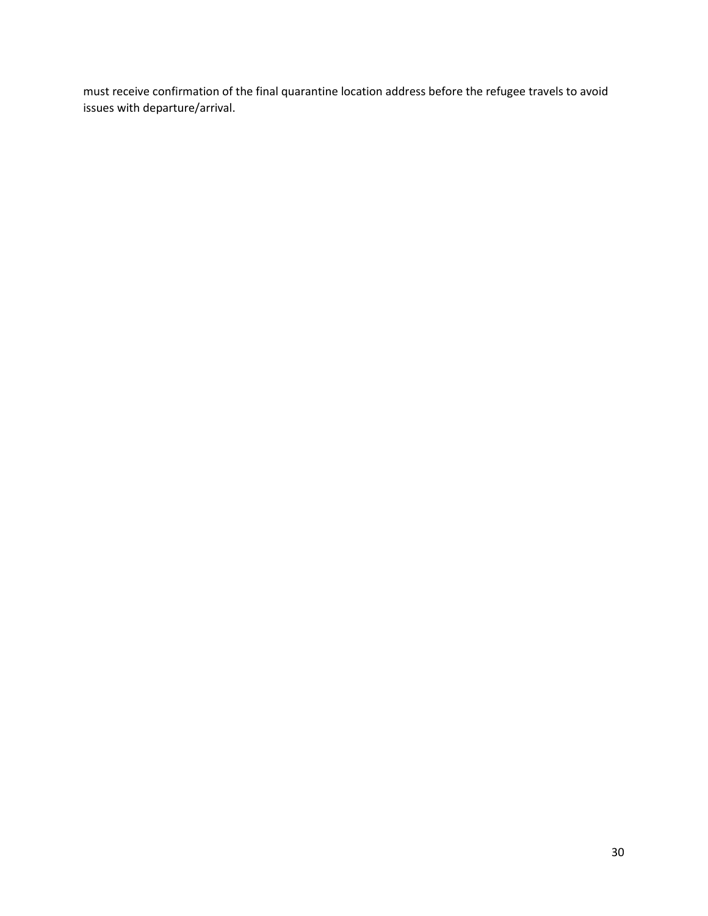must receive confirmation of the final quarantine location address before the refugee travels to avoid issues with departure/arrival.